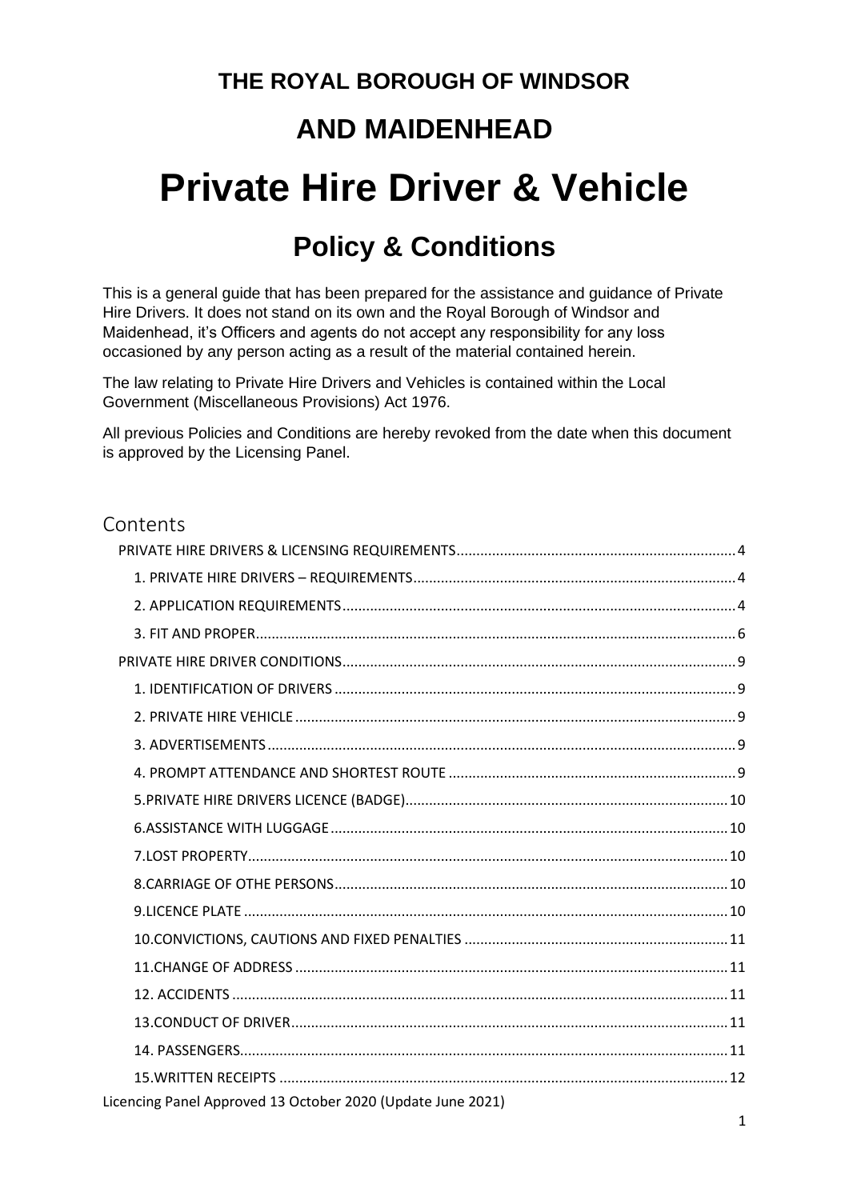# THE ROYAL BOROUGH OF WINDSOR

# AND MAIDENHEAD

# Private Hire Driver & Vehicle

## Policy & Conditions

This is a general guide that has been prepared for the assistance and guidance of Private Hire Drivers. It does not stand on its own and the Royal Borough of Windsor and Maidenhead, it's Officers and agents do not accept any responsibility for any loss occasioned by any person acting as a result of the material contained herein.

The law relating to Private Hire Drivers and Vehicles is contained within the Local Government (Miscellaneous Provisions) Act 1976.

All previous Policies and Conditions are hereby revoked from the date when this document is approved by the Licensing Panel.

## Contents

- PRIVATE HIRE DRIVERS & LICENSING REQUIREMENTS ..... 4
  - 1. PRIVATE HIRE DRIVERS – REQUIREMENTS ..... 4
  - 2. APPLICATION REQUIREMENTS ..... 4
  - 3. FIT AND PROPER ..... 6
- PRIVATE HIRE DRIVER CONDITIONS ..... 9
  - 1. IDENTIFICATION OF DRIVERS ..... 9
  - 2. PRIVATE HIRE VEHICLE ..... 9
  - 3. ADVERTISEMENTS ..... 9
  - 4. PROMPT ATTENDANCE AND SHORTEST ROUTE ..... 9
  - 5.PRIVATE HIRE DRIVERS LICENCE (BADGE) ..... 10
  - 6.ASSISTANCE WITH LUGGAGE ..... 10
  - 7.LOST PROPERTY ..... 10
  - 8.CARRIAGE OF OTHE PERSONS ..... 10
  - 9.LICENCE PLATE ..... 10
  - 10.CONVICTIONS, CAUTIONS AND FIXED PENALTIES ..... 11
  - 11.CHANGE OF ADDRESS ..... 11
  - 12. ACCIDENTS ..... 11
  - 13.CONDUCT OF DRIVER ..... 11
  - 14. PASSENGERS ..... 11
  - 15.WRITTEN RECEIPTS ..... 12

Licencing Panel Approved 13 October 2020 (Update June 2021)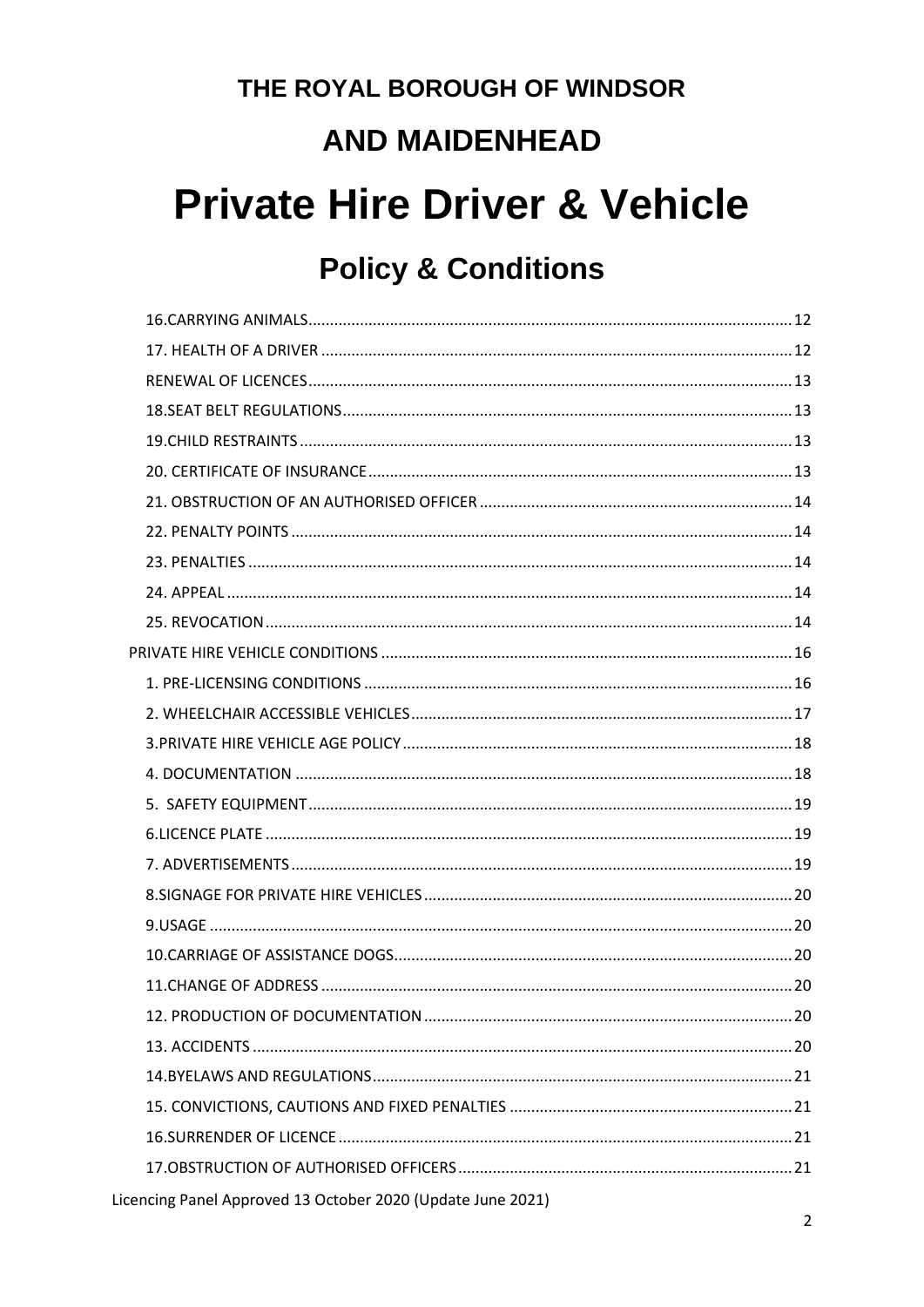# THE ROYAL BOROUGH OF WINDSOR

## AND MAIDENHEAD

# Private Hire Driver & Vehicle

## Policy & Conditions

16.CARRYING ANIMALS ........ 12
17. HEALTH OF A DRIVER ........ 12
RENEWAL OF LICENCES ........ 13
18.SEAT BELT REGULATIONS ........ 13
19.CHILD RESTRAINTS ........ 13
20. CERTIFICATE OF INSURANCE ........ 13
21. OBSTRUCTION OF AN AUTHORISED OFFICER ........ 14
22. PENALTY POINTS ........ 14
23. PENALTIES ........ 14
24. APPEAL ........ 14
25. REVOCATION ........ 14
PRIVATE HIRE VEHICLE CONDITIONS ........ 16
1. PRE-LICENSING CONDITIONS ........ 16
2. WHEELCHAIR ACCESSIBLE VEHICLES ........ 17
3.PRIVATE HIRE VEHICLE AGE POLICY ........ 18
4. DOCUMENTATION ........ 18
5. SAFETY EQUIPMENT ........ 19
6.LICENCE PLATE ........ 19
7. ADVERTISEMENTS ........ 19
8.SIGNAGE FOR PRIVATE HIRE VEHICLES ........ 20
9.USAGE ........ 20
10.CARRIAGE OF ASSISTANCE DOGS ........ 20
11.CHANGE OF ADDRESS ........ 20
12. PRODUCTION OF DOCUMENTATION ........ 20
13. ACCIDENTS ........ 20
14.BYELAWS AND REGULATIONS ........ 21
15. CONVICTIONS, CAUTIONS AND FIXED PENALTIES ........ 21
16.SURRENDER OF LICENCE ........ 21
17.OBSTRUCTION OF AUTHORISED OFFICERS ........ 21

Licencing Panel Approved 13 October 2020 (Update June 2021)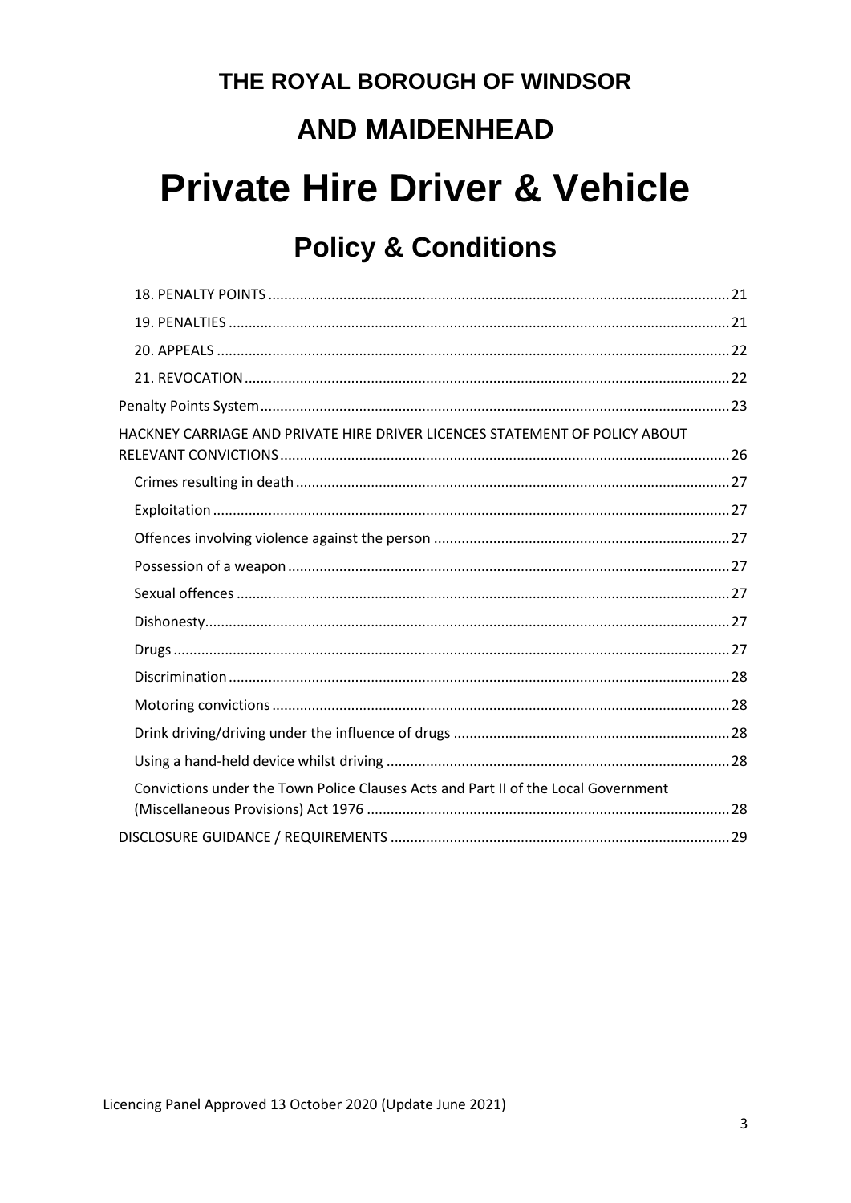# THE ROYAL BOROUGH OF WINDSOR

# AND MAIDENHEAD

# Private Hire Driver & Vehicle

## Policy & Conditions

- 18. PENALTY POINTS ........ 21
- 19. PENALTIES ........ 21
- 20. APPEALS ........ 22
- 21. REVOCATION ........ 22

Penalty Points System ........ 23

HACKNEY CARRIAGE AND PRIVATE HIRE DRIVER LICENCES STATEMENT OF POLICY ABOUT RELEVANT CONVICTIONS ........ 26

- Crimes resulting in death ........ 27
- Exploitation ........ 27
- Offences involving violence against the person ........ 27
- Possession of a weapon ........ 27
- Sexual offences ........ 27
- Dishonesty ........ 27
- Drugs ........ 27
- Discrimination ........ 28
- Motoring convictions ........ 28
- Drink driving/driving under the influence of drugs ........ 28
- Using a hand-held device whilst driving ........ 28
- Convictions under the Town Police Clauses Acts and Part II of the Local Government (Miscellaneous Provisions) Act 1976 ........ 28

DISCLOSURE GUIDANCE / REQUIREMENTS ........ 29

Licencing Panel Approved 13 October 2020 (Update June 2021)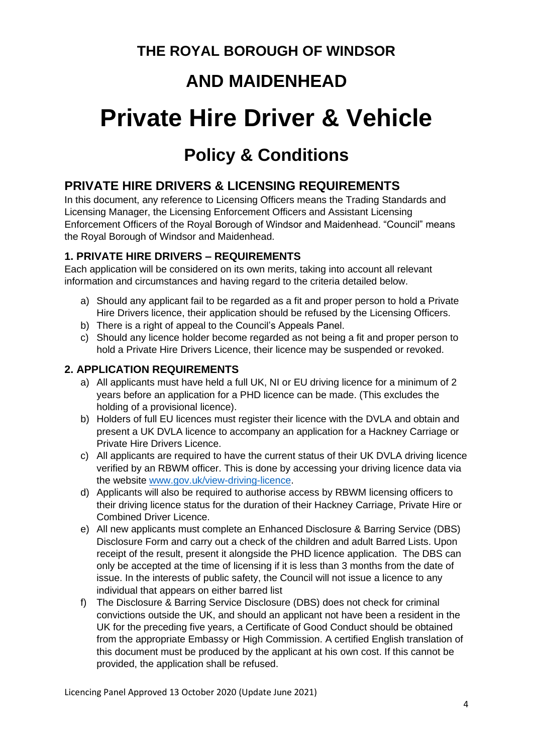# THE ROYAL BOROUGH OF WINDSOR

# AND MAIDENHEAD

# Private Hire Driver & Vehicle

# Policy & Conditions

## PRIVATE HIRE DRIVERS & LICENSING REQUIREMENTS

In this document, any reference to Licensing Officers means the Trading Standards and Licensing Manager, the Licensing Enforcement Officers and Assistant Licensing Enforcement Officers of the Royal Borough of Windsor and Maidenhead. "Council" means the Royal Borough of Windsor and Maidenhead.

### 1. PRIVATE HIRE DRIVERS – REQUIREMENTS

Each application will be considered on its own merits, taking into account all relevant information and circumstances and having regard to the criteria detailed below.

a) Should any applicant fail to be regarded as a fit and proper person to hold a Private Hire Drivers licence, their application should be refused by the Licensing Officers.
b) There is a right of appeal to the Council's Appeals Panel.
c) Should any licence holder become regarded as not being a fit and proper person to hold a Private Hire Drivers Licence, their licence may be suspended or revoked.

### 2. APPLICATION REQUIREMENTS

a) All applicants must have held a full UK, NI or EU driving licence for a minimum of 2 years before an application for a PHD licence can be made. (This excludes the holding of a provisional licence).
b) Holders of full EU licences must register their licence with the DVLA and obtain and present a UK DVLA licence to accompany an application for a Hackney Carriage or Private Hire Drivers Licence.
c) All applicants are required to have the current status of their UK DVLA driving licence verified by an RBWM officer. This is done by accessing your driving licence data via the website [www.gov.uk/view-driving-licence](http://www.gov.uk/view-driving-licence).
d) Applicants will also be required to authorise access by RBWM licensing officers to their driving licence status for the duration of their Hackney Carriage, Private Hire or Combined Driver Licence.
e) All new applicants must complete an Enhanced Disclosure & Barring Service (DBS) Disclosure Form and carry out a check of the children and adult Barred Lists. Upon receipt of the result, present it alongside the PHD licence application. The DBS can only be accepted at the time of licensing if it is less than 3 months from the date of issue. In the interests of public safety, the Council will not issue a licence to any individual that appears on either barred list
f) The Disclosure & Barring Service Disclosure (DBS) does not check for criminal convictions outside the UK, and should an applicant not have been a resident in the UK for the preceding five years, a Certificate of Good Conduct should be obtained from the appropriate Embassy or High Commission. A certified English translation of this document must be produced by the applicant at his own cost. If this cannot be provided, the application shall be refused.

Licencing Panel Approved 13 October 2020 (Update June 2021)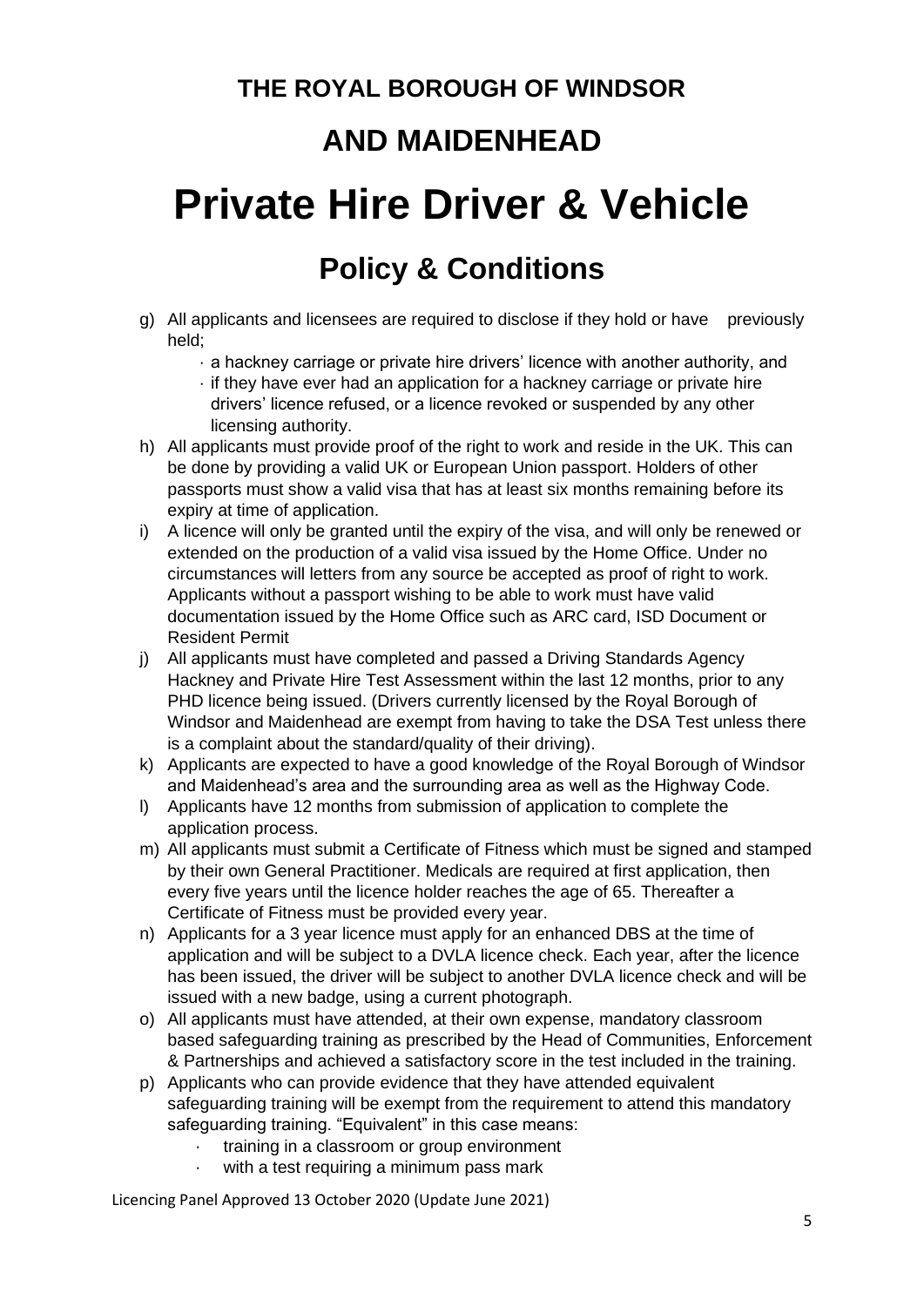# THE ROYAL BOROUGH OF WINDSOR

# AND MAIDENHEAD

# Private Hire Driver & Vehicle

## Policy & Conditions

g) All applicants and licensees are required to disclose if they hold or have previously held;
   - a hackney carriage or private hire drivers' licence with another authority, and
   - if they have ever had an application for a hackney carriage or private hire drivers' licence refused, or a licence revoked or suspended by any other licensing authority.

h) All applicants must provide proof of the right to work and reside in the UK. This can be done by providing a valid UK or European Union passport. Holders of other passports must show a valid visa that has at least six months remaining before its expiry at time of application.

i) A licence will only be granted until the expiry of the visa, and will only be renewed or extended on the production of a valid visa issued by the Home Office. Under no circumstances will letters from any source be accepted as proof of right to work. Applicants without a passport wishing to be able to work must have valid documentation issued by the Home Office such as ARC card, ISD Document or Resident Permit

j) All applicants must have completed and passed a Driving Standards Agency Hackney and Private Hire Test Assessment within the last 12 months, prior to any PHD licence being issued. (Drivers currently licensed by the Royal Borough of Windsor and Maidenhead are exempt from having to take the DSA Test unless there is a complaint about the standard/quality of their driving).

k) Applicants are expected to have a good knowledge of the Royal Borough of Windsor and Maidenhead's area and the surrounding area as well as the Highway Code.

l) Applicants have 12 months from submission of application to complete the application process.

m) All applicants must submit a Certificate of Fitness which must be signed and stamped by their own General Practitioner. Medicals are required at first application, then every five years until the licence holder reaches the age of 65. Thereafter a Certificate of Fitness must be provided every year.

n) Applicants for a 3 year licence must apply for an enhanced DBS at the time of application and will be subject to a DVLA licence check. Each year, after the licence has been issued, the driver will be subject to another DVLA licence check and will be issued with a new badge, using a current photograph.

o) All applicants must have attended, at their own expense, mandatory classroom based safeguarding training as prescribed by the Head of Communities, Enforcement & Partnerships and achieved a satisfactory score in the test included in the training.

p) Applicants who can provide evidence that they have attended equivalent safeguarding training will be exempt from the requirement to attend this mandatory safeguarding training. "Equivalent" in this case means:
   - training in a classroom or group environment
   - with a test requiring a minimum pass mark

Licencing Panel Approved 13 October 2020 (Update June 2021)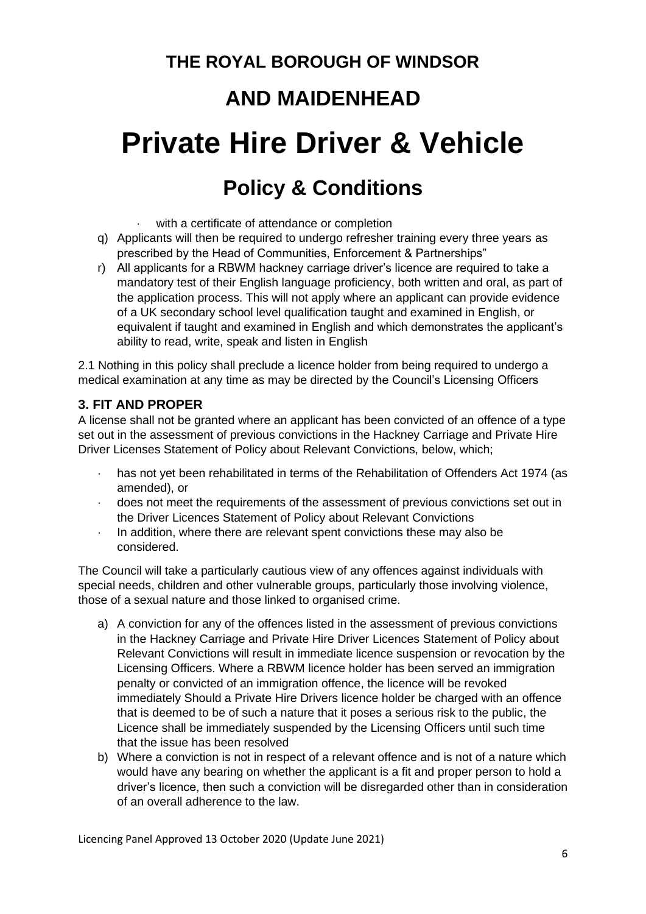- with a certificate of attendance or completion

q) Applicants will then be required to undergo refresher training every three years as prescribed by the Head of Communities, Enforcement & Partnerships"

r) All applicants for a RBWM hackney carriage driver's licence are required to take a mandatory test of their English language proficiency, both written and oral, as part of the application process. This will not apply where an applicant can provide evidence of a UK secondary school level qualification taught and examined in English, or equivalent if taught and examined in English and which demonstrates the applicant's ability to read, write, speak and listen in English

2.1 Nothing in this policy shall preclude a licence holder from being required to undergo a medical examination at any time as may be directed by the Council's Licensing Officers

### 3. FIT AND PROPER

A license shall not be granted where an applicant has been convicted of an offence of a type set out in the assessment of previous convictions in the Hackney Carriage and Private Hire Driver Licenses Statement of Policy about Relevant Convictions, below, which;

- has not yet been rehabilitated in terms of the Rehabilitation of Offenders Act 1974 (as amended), or
- does not meet the requirements of the assessment of previous convictions set out in the Driver Licences Statement of Policy about Relevant Convictions
- In addition, where there are relevant spent convictions these may also be considered.

The Council will take a particularly cautious view of any offences against individuals with special needs, children and other vulnerable groups, particularly those involving violence, those of a sexual nature and those linked to organised crime.

a) A conviction for any of the offences listed in the assessment of previous convictions in the Hackney Carriage and Private Hire Driver Licences Statement of Policy about Relevant Convictions will result in immediate licence suspension or revocation by the Licensing Officers. Where a RBWM licence holder has been served an immigration penalty or convicted of an immigration offence, the licence will be revoked immediately Should a Private Hire Drivers licence holder be charged with an offence that is deemed to be of such a nature that it poses a serious risk to the public, the Licence shall be immediately suspended by the Licensing Officers until such time that the issue has been resolved

b) Where a conviction is not in respect of a relevant offence and is not of a nature which would have any bearing on whether the applicant is a fit and proper person to hold a driver's licence, then such a conviction will be disregarded other than in consideration of an overall adherence to the law.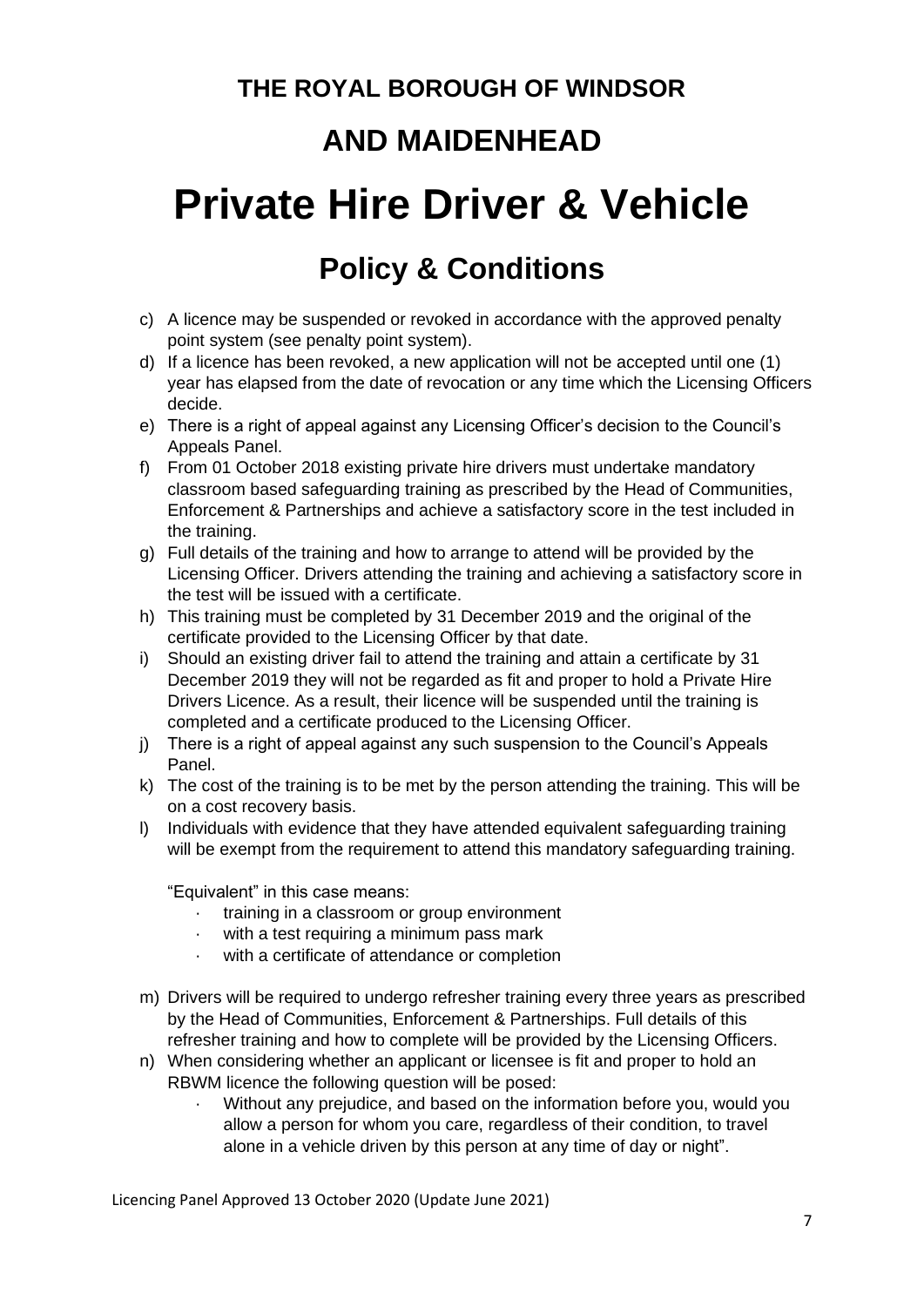# THE ROYAL BOROUGH OF WINDSOR

# AND MAIDENHEAD

# Private Hire Driver & Vehicle

## Policy & Conditions

c) A licence may be suspended or revoked in accordance with the approved penalty point system (see penalty point system).

d) If a licence has been revoked, a new application will not be accepted until one (1) year has elapsed from the date of revocation or any time which the Licensing Officers decide.

e) There is a right of appeal against any Licensing Officer's decision to the Council's Appeals Panel.

f) From 01 October 2018 existing private hire drivers must undertake mandatory classroom based safeguarding training as prescribed by the Head of Communities, Enforcement & Partnerships and achieve a satisfactory score in the test included in the training.

g) Full details of the training and how to arrange to attend will be provided by the Licensing Officer. Drivers attending the training and achieving a satisfactory score in the test will be issued with a certificate.

h) This training must be completed by 31 December 2019 and the original of the certificate provided to the Licensing Officer by that date.

i) Should an existing driver fail to attend the training and attain a certificate by 31 December 2019 they will not be regarded as fit and proper to hold a Private Hire Drivers Licence. As a result, their licence will be suspended until the training is completed and a certificate produced to the Licensing Officer.

j) There is a right of appeal against any such suspension to the Council's Appeals Panel.

k) The cost of the training is to be met by the person attending the training. This will be on a cost recovery basis.

l) Individuals with evidence that they have attended equivalent safeguarding training will be exempt from the requirement to attend this mandatory safeguarding training.

   "Equivalent" in this case means:

   - training in a classroom or group environment
   - with a test requiring a minimum pass mark
   - with a certificate of attendance or completion

m) Drivers will be required to undergo refresher training every three years as prescribed by the Head of Communities, Enforcement & Partnerships. Full details of this refresher training and how to complete will be provided by the Licensing Officers.

n) When considering whether an applicant or licensee is fit and proper to hold an RBWM licence the following question will be posed:

   - Without any prejudice, and based on the information before you, would you allow a person for whom you care, regardless of their condition, to travel alone in a vehicle driven by this person at any time of day or night".

Licencing Panel Approved 13 October 2020 (Update June 2021)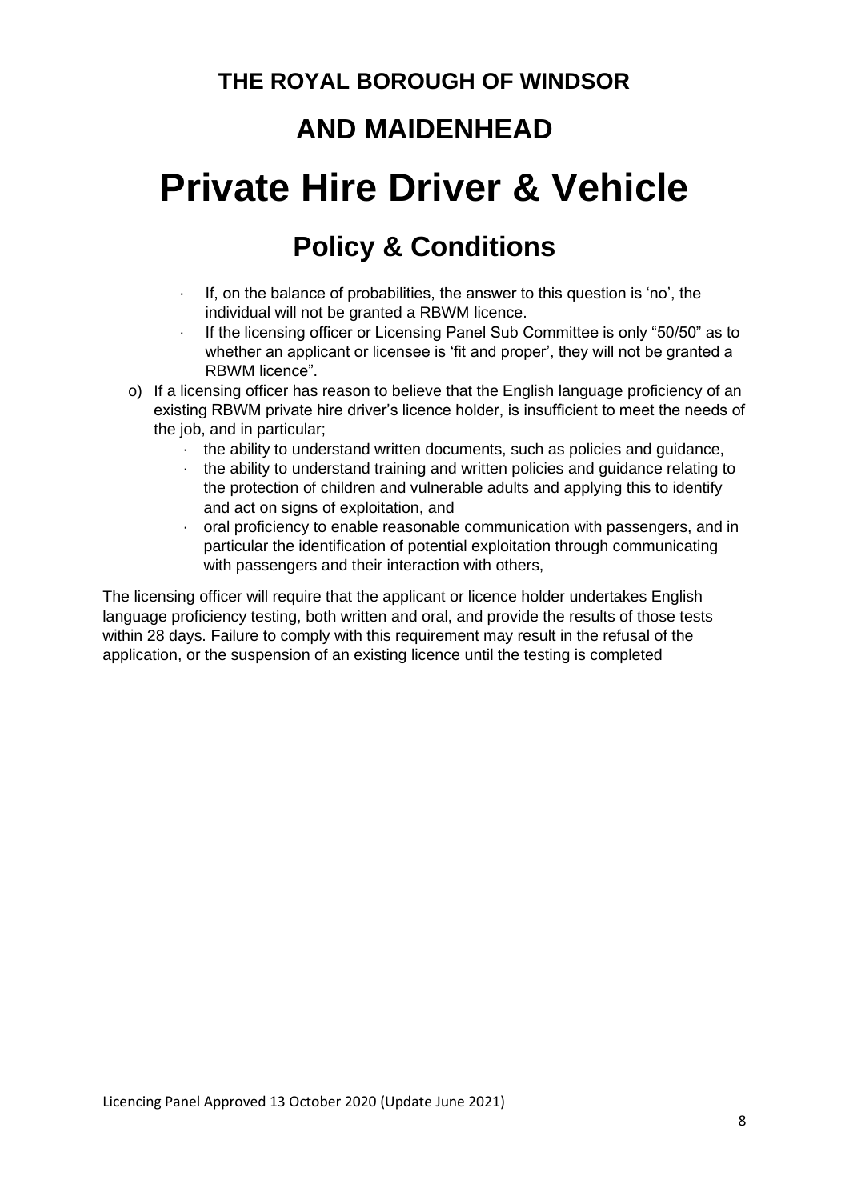- If, on the balance of probabilities, the answer to this question is 'no', the individual will not be granted a RBWM licence.
- If the licensing officer or Licensing Panel Sub Committee is only "50/50" as to whether an applicant or licensee is 'fit and proper', they will not be granted a RBWM licence".

o) If a licensing officer has reason to believe that the English language proficiency of an existing RBWM private hire driver's licence holder, is insufficient to meet the needs of the job, and in particular;

- the ability to understand written documents, such as policies and guidance,
- the ability to understand training and written policies and guidance relating to the protection of children and vulnerable adults and applying this to identify and act on signs of exploitation, and
- oral proficiency to enable reasonable communication with passengers, and in particular the identification of potential exploitation through communicating with passengers and their interaction with others,

The licensing officer will require that the applicant or licence holder undertakes English language proficiency testing, both written and oral, and provide the results of those tests within 28 days. Failure to comply with this requirement may result in the refusal of the application, or the suspension of an existing licence until the testing is completed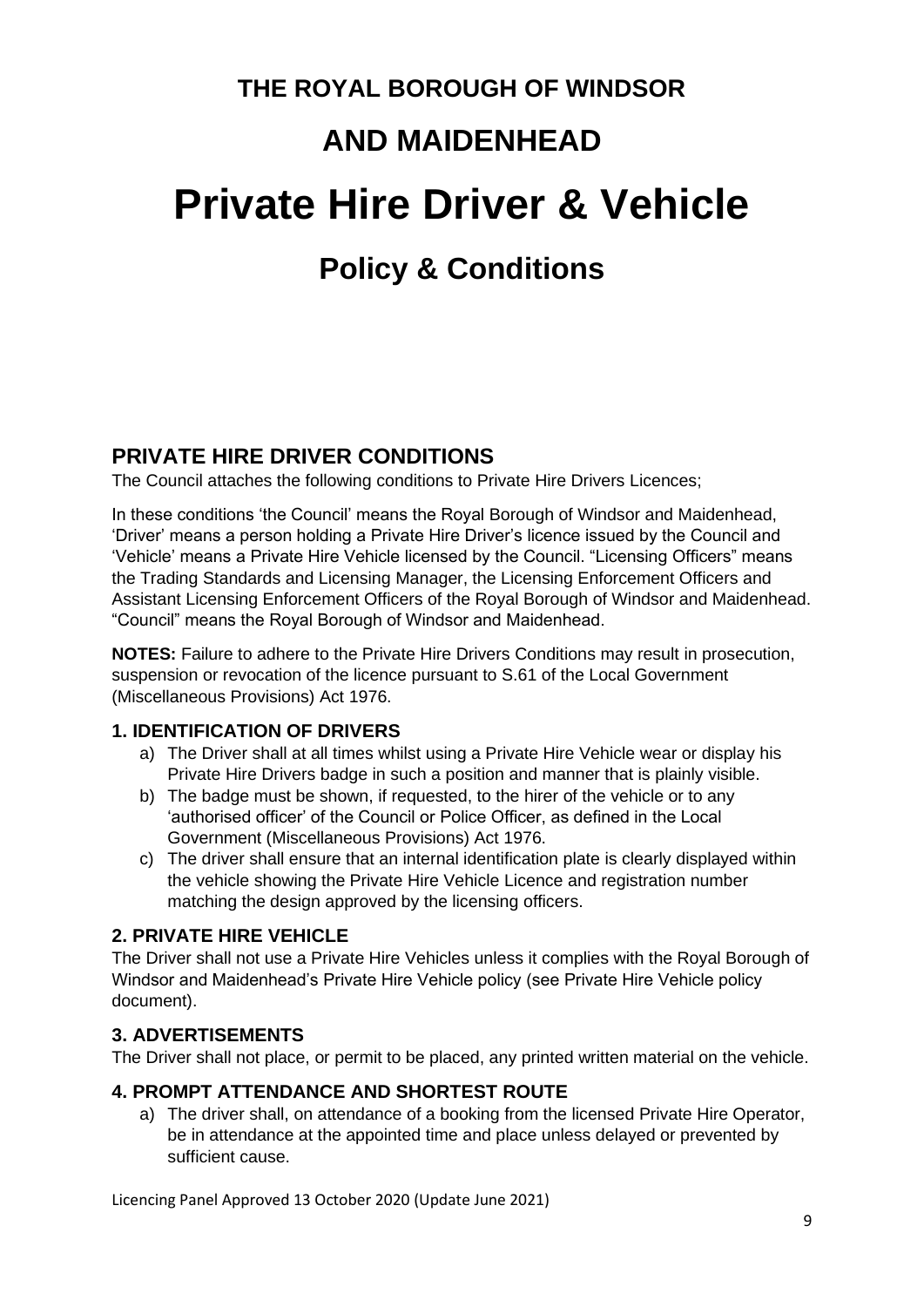# THE ROYAL BOROUGH OF WINDSOR

# AND MAIDENHEAD

# Private Hire Driver & Vehicle

## Policy & Conditions

## PRIVATE HIRE DRIVER CONDITIONS

The Council attaches the following conditions to Private Hire Drivers Licences;

In these conditions 'the Council' means the Royal Borough of Windsor and Maidenhead, 'Driver' means a person holding a Private Hire Driver's licence issued by the Council and 'Vehicle' means a Private Hire Vehicle licensed by the Council. "Licensing Officers" means the Trading Standards and Licensing Manager, the Licensing Enforcement Officers and Assistant Licensing Enforcement Officers of the Royal Borough of Windsor and Maidenhead. "Council" means the Royal Borough of Windsor and Maidenhead.

**NOTES:** Failure to adhere to the Private Hire Drivers Conditions may result in prosecution, suspension or revocation of the licence pursuant to S.61 of the Local Government (Miscellaneous Provisions) Act 1976.

### 1. IDENTIFICATION OF DRIVERS

a) The Driver shall at all times whilst using a Private Hire Vehicle wear or display his Private Hire Drivers badge in such a position and manner that is plainly visible.
b) The badge must be shown, if requested, to the hirer of the vehicle or to any 'authorised officer' of the Council or Police Officer, as defined in the Local Government (Miscellaneous Provisions) Act 1976.
c) The driver shall ensure that an internal identification plate is clearly displayed within the vehicle showing the Private Hire Vehicle Licence and registration number matching the design approved by the licensing officers.

### 2. PRIVATE HIRE VEHICLE

The Driver shall not use a Private Hire Vehicles unless it complies with the Royal Borough of Windsor and Maidenhead's Private Hire Vehicle policy (see Private Hire Vehicle policy document).

### 3. ADVERTISEMENTS

The Driver shall not place, or permit to be placed, any printed written material on the vehicle.

### 4. PROMPT ATTENDANCE AND SHORTEST ROUTE

a) The driver shall, on attendance of a booking from the licensed Private Hire Operator, be in attendance at the appointed time and place unless delayed or prevented by sufficient cause.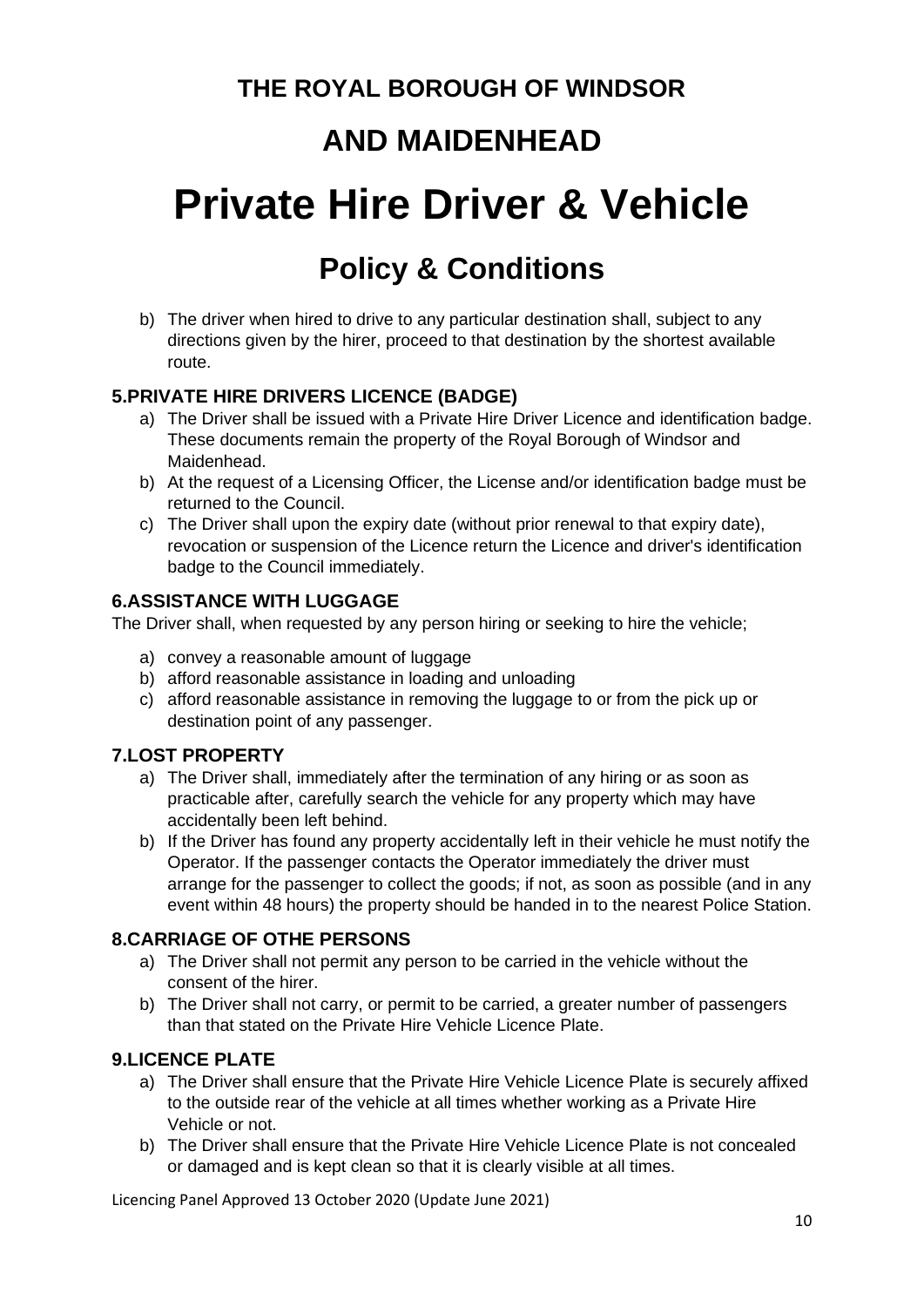# THE ROYAL BOROUGH OF WINDSOR

# AND MAIDENHEAD

# Private Hire Driver & Vehicle

## Policy & Conditions

b) The driver when hired to drive to any particular destination shall, subject to any directions given by the hirer, proceed to that destination by the shortest available route.

### 5.PRIVATE HIRE DRIVERS LICENCE (BADGE)

a) The Driver shall be issued with a Private Hire Driver Licence and identification badge. These documents remain the property of the Royal Borough of Windsor and Maidenhead.
b) At the request of a Licensing Officer, the License and/or identification badge must be returned to the Council.
c) The Driver shall upon the expiry date (without prior renewal to that expiry date), revocation or suspension of the Licence return the Licence and driver's identification badge to the Council immediately.

### 6.ASSISTANCE WITH LUGGAGE

The Driver shall, when requested by any person hiring or seeking to hire the vehicle;

a) convey a reasonable amount of luggage
b) afford reasonable assistance in loading and unloading
c) afford reasonable assistance in removing the luggage to or from the pick up or destination point of any passenger.

### 7.LOST PROPERTY

a) The Driver shall, immediately after the termination of any hiring or as soon as practicable after, carefully search the vehicle for any property which may have accidentally been left behind.
b) If the Driver has found any property accidentally left in their vehicle he must notify the Operator. If the passenger contacts the Operator immediately the driver must arrange for the passenger to collect the goods; if not, as soon as possible (and in any event within 48 hours) the property should be handed in to the nearest Police Station.

### 8.CARRIAGE OF OTHE PERSONS

a) The Driver shall not permit any person to be carried in the vehicle without the consent of the hirer.
b) The Driver shall not carry, or permit to be carried, a greater number of passengers than that stated on the Private Hire Vehicle Licence Plate.

### 9.LICENCE PLATE

a) The Driver shall ensure that the Private Hire Vehicle Licence Plate is securely affixed to the outside rear of the vehicle at all times whether working as a Private Hire Vehicle or not.
b) The Driver shall ensure that the Private Hire Vehicle Licence Plate is not concealed or damaged and is kept clean so that it is clearly visible at all times.

Licencing Panel Approved 13 October 2020 (Update June 2021)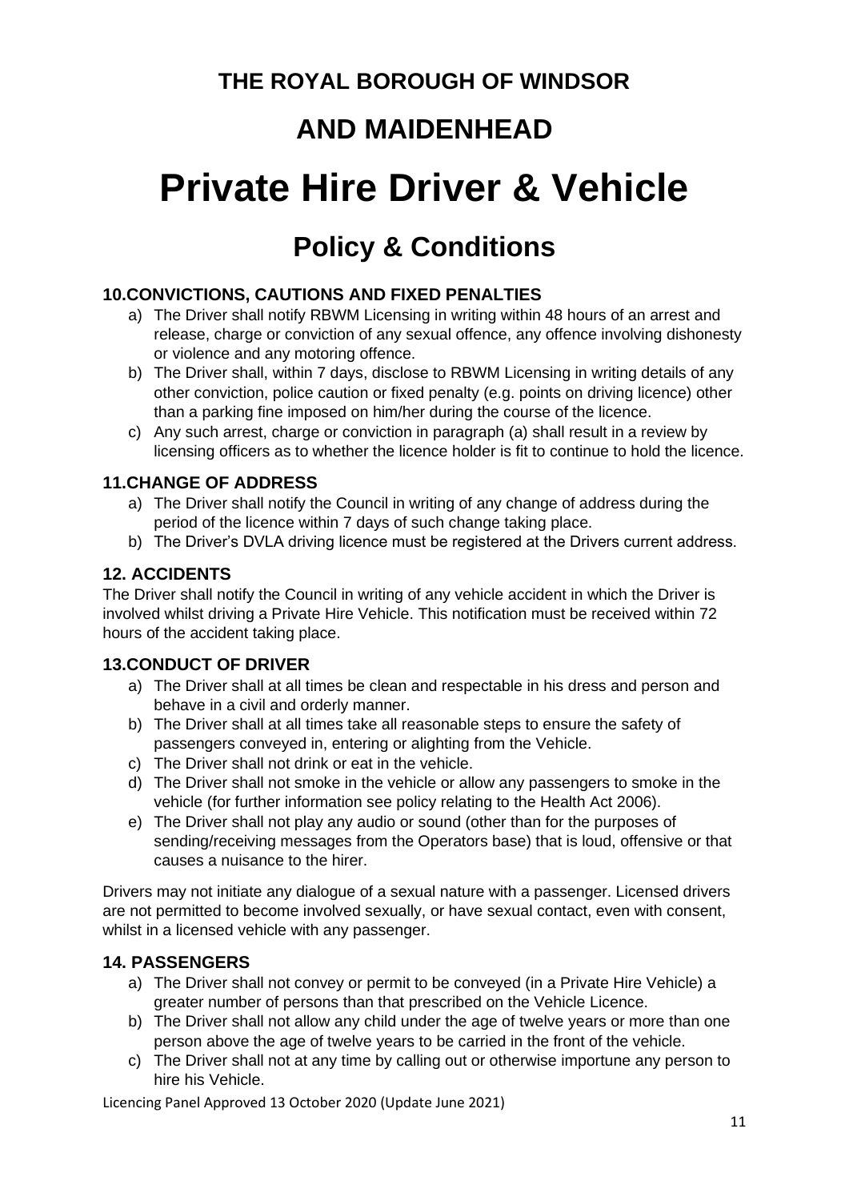# THE ROYAL BOROUGH OF WINDSOR

# AND MAIDENHEAD

# Private Hire Driver & Vehicle

## Policy & Conditions

### 10.CONVICTIONS, CAUTIONS AND FIXED PENALTIES

a) The Driver shall notify RBWM Licensing in writing within 48 hours of an arrest and release, charge or conviction of any sexual offence, any offence involving dishonesty or violence and any motoring offence.
b) The Driver shall, within 7 days, disclose to RBWM Licensing in writing details of any other conviction, police caution or fixed penalty (e.g. points on driving licence) other than a parking fine imposed on him/her during the course of the licence.
c) Any such arrest, charge or conviction in paragraph (a) shall result in a review by licensing officers as to whether the licence holder is fit to continue to hold the licence.

### 11.CHANGE OF ADDRESS

a) The Driver shall notify the Council in writing of any change of address during the period of the licence within 7 days of such change taking place.
b) The Driver's DVLA driving licence must be registered at the Drivers current address.

### 12. ACCIDENTS

The Driver shall notify the Council in writing of any vehicle accident in which the Driver is involved whilst driving a Private Hire Vehicle. This notification must be received within 72 hours of the accident taking place.

### 13.CONDUCT OF DRIVER

a) The Driver shall at all times be clean and respectable in his dress and person and behave in a civil and orderly manner.
b) The Driver shall at all times take all reasonable steps to ensure the safety of passengers conveyed in, entering or alighting from the Vehicle.
c) The Driver shall not drink or eat in the vehicle.
d) The Driver shall not smoke in the vehicle or allow any passengers to smoke in the vehicle (for further information see policy relating to the Health Act 2006).
e) The Driver shall not play any audio or sound (other than for the purposes of sending/receiving messages from the Operators base) that is loud, offensive or that causes a nuisance to the hirer.

Drivers may not initiate any dialogue of a sexual nature with a passenger. Licensed drivers are not permitted to become involved sexually, or have sexual contact, even with consent, whilst in a licensed vehicle with any passenger.

### 14. PASSENGERS

a) The Driver shall not convey or permit to be conveyed (in a Private Hire Vehicle) a greater number of persons than that prescribed on the Vehicle Licence.
b) The Driver shall not allow any child under the age of twelve years or more than one person above the age of twelve years to be carried in the front of the vehicle.
c) The Driver shall not at any time by calling out or otherwise importune any person to hire his Vehicle.

Licencing Panel Approved 13 October 2020 (Update June 2021)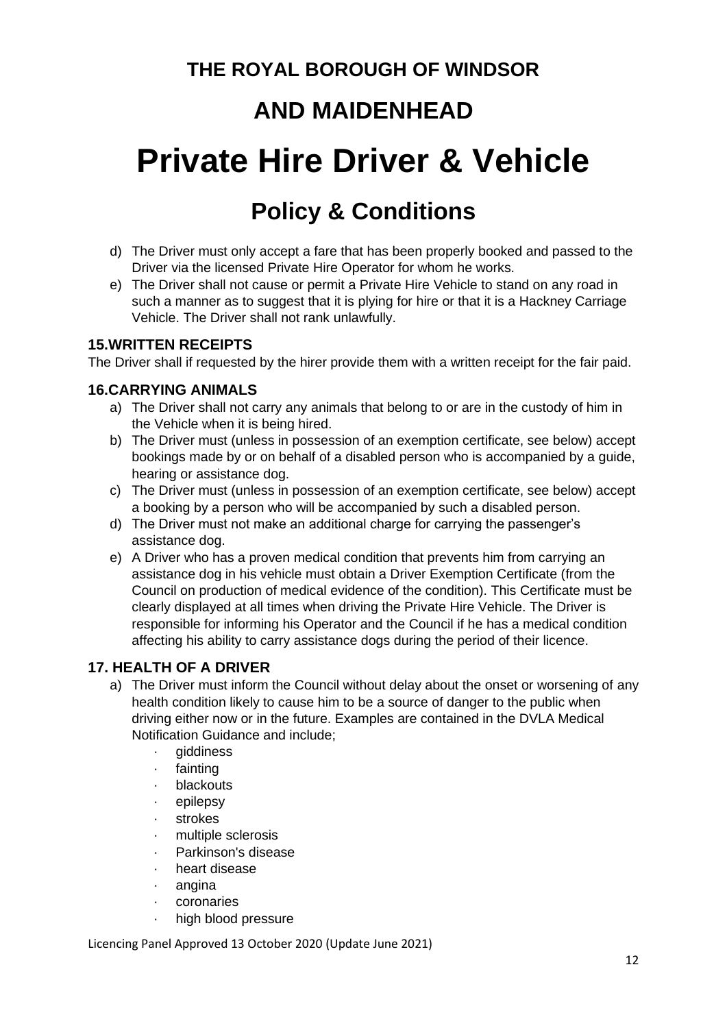d) The Driver must only accept a fare that has been properly booked and passed to the Driver via the licensed Private Hire Operator for whom he works.
e) The Driver shall not cause or permit a Private Hire Vehicle to stand on any road in such a manner as to suggest that it is plying for hire or that it is a Hackney Carriage Vehicle. The Driver shall not rank unlawfully.

### 15.WRITTEN RECEIPTS

The Driver shall if requested by the hirer provide them with a written receipt for the fair paid.

### 16.CARRYING ANIMALS

a) The Driver shall not carry any animals that belong to or are in the custody of him in the Vehicle when it is being hired.
b) The Driver must (unless in possession of an exemption certificate, see below) accept bookings made by or on behalf of a disabled person who is accompanied by a guide, hearing or assistance dog.
c) The Driver must (unless in possession of an exemption certificate, see below) accept a booking by a person who will be accompanied by such a disabled person.
d) The Driver must not make an additional charge for carrying the passenger's assistance dog.
e) A Driver who has a proven medical condition that prevents him from carrying an assistance dog in his vehicle must obtain a Driver Exemption Certificate (from the Council on production of medical evidence of the condition). This Certificate must be clearly displayed at all times when driving the Private Hire Vehicle. The Driver is responsible for informing his Operator and the Council if he has a medical condition affecting his ability to carry assistance dogs during the period of their licence.

### 17. HEALTH OF A DRIVER

a) The Driver must inform the Council without delay about the onset or worsening of any health condition likely to cause him to be a source of danger to the public when driving either now or in the future. Examples are contained in the DVLA Medical Notification Guidance and include;
   - giddiness
   - fainting
   - blackouts
   - epilepsy
   - strokes
   - multiple sclerosis
   - Parkinson's disease
   - heart disease
   - angina
   - coronaries
   - high blood pressure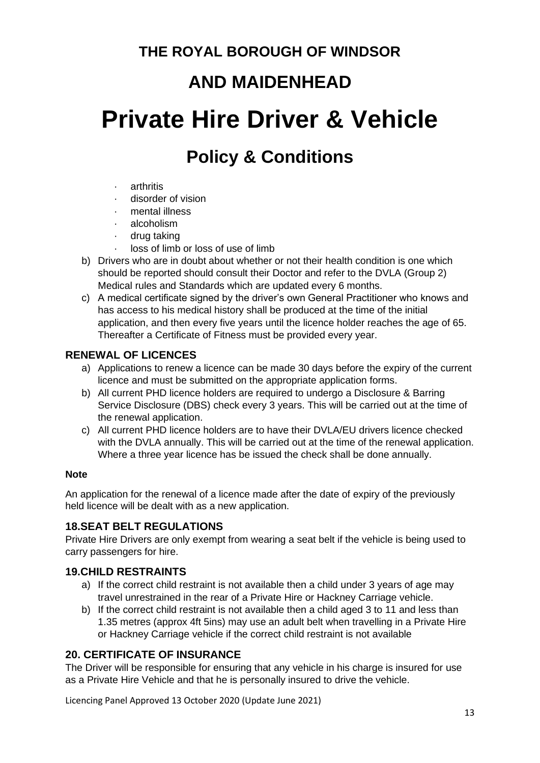- arthritis
- disorder of vision
- mental illness
- alcoholism
- drug taking
- loss of limb or loss of use of limb

b) Drivers who are in doubt about whether or not their health condition is one which should be reported should consult their Doctor and refer to the DVLA (Group 2) Medical rules and Standards which are updated every 6 months.

c) A medical certificate signed by the driver's own General Practitioner who knows and has access to his medical history shall be produced at the time of the initial application, and then every five years until the licence holder reaches the age of 65. Thereafter a Certificate of Fitness must be provided every year.

### RENEWAL OF LICENCES

a) Applications to renew a licence can be made 30 days before the expiry of the current licence and must be submitted on the appropriate application forms.

b) All current PHD licence holders are required to undergo a Disclosure & Barring Service Disclosure (DBS) check every 3 years. This will be carried out at the time of the renewal application.

c) All current PHD licence holders are to have their DVLA/EU drivers licence checked with the DVLA annually. This will be carried out at the time of the renewal application. Where a three year licence has be issued the check shall be done annually.

**Note**

An application for the renewal of a licence made after the date of expiry of the previously held licence will be dealt with as a new application.

### 18.SEAT BELT REGULATIONS

Private Hire Drivers are only exempt from wearing a seat belt if the vehicle is being used to carry passengers for hire.

### 19.CHILD RESTRAINTS

a) If the correct child restraint is not available then a child under 3 years of age may travel unrestrained in the rear of a Private Hire or Hackney Carriage vehicle.

b) If the correct child restraint is not available then a child aged 3 to 11 and less than 1.35 metres (approx 4ft 5ins) may use an adult belt when travelling in a Private Hire or Hackney Carriage vehicle if the correct child restraint is not available

### 20. CERTIFICATE OF INSURANCE

The Driver will be responsible for ensuring that any vehicle in his charge is insured for use as a Private Hire Vehicle and that he is personally insured to drive the vehicle.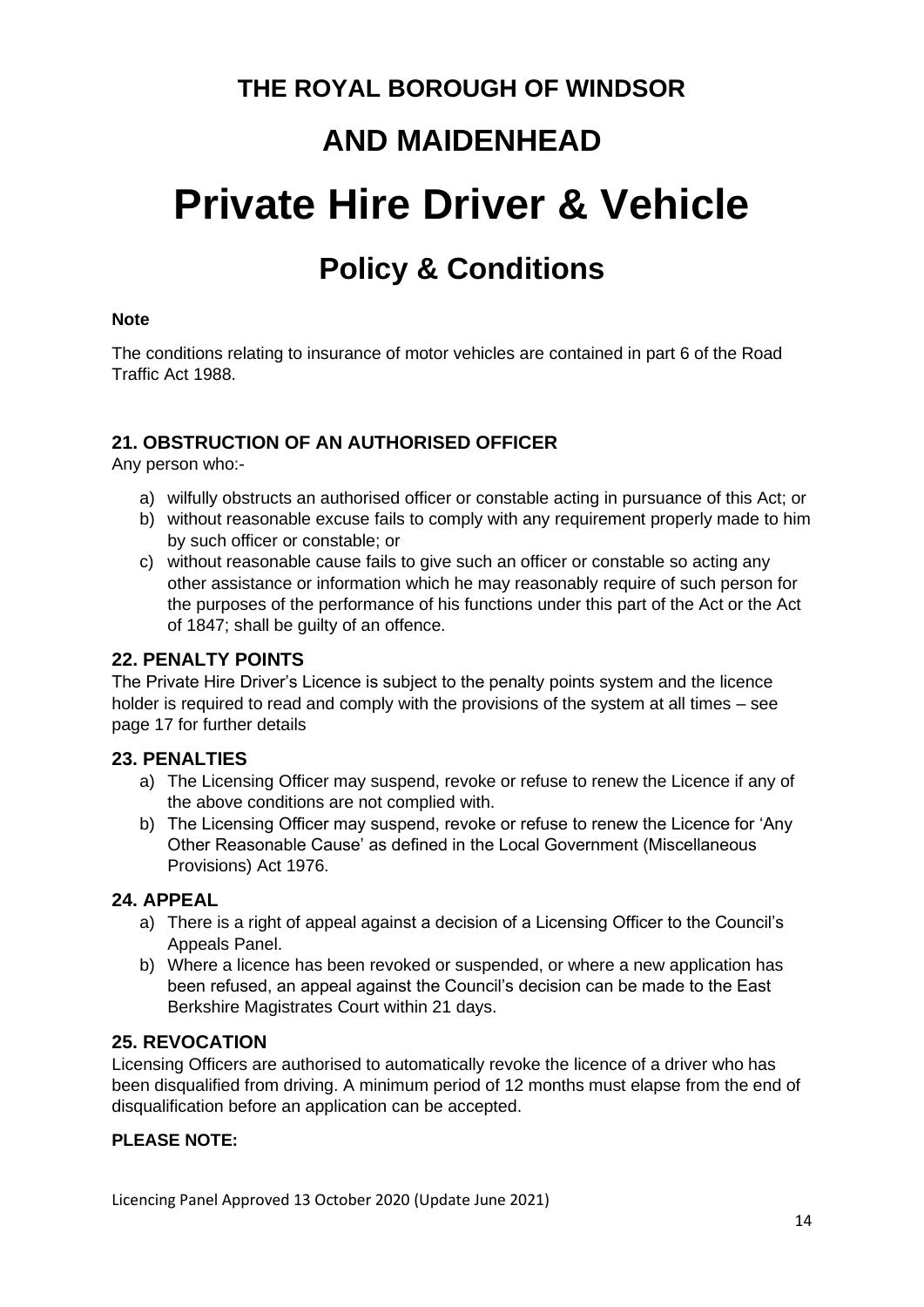# THE ROYAL BOROUGH OF WINDSOR

# AND MAIDENHEAD

# Private Hire Driver & Vehicle

## Policy & Conditions

**Note**

The conditions relating to insurance of motor vehicles are contained in part 6 of the Road Traffic Act 1988.

### 21. OBSTRUCTION OF AN AUTHORISED OFFICER

Any person who:-

a) wilfully obstructs an authorised officer or constable acting in pursuance of this Act; or
b) without reasonable excuse fails to comply with any requirement properly made to him by such officer or constable; or
c) without reasonable cause fails to give such an officer or constable so acting any other assistance or information which he may reasonably require of such person for the purposes of the performance of his functions under this part of the Act or the Act of 1847; shall be guilty of an offence.

### 22. PENALTY POINTS

The Private Hire Driver's Licence is subject to the penalty points system and the licence holder is required to read and comply with the provisions of the system at all times – see page 17 for further details

### 23. PENALTIES

a) The Licensing Officer may suspend, revoke or refuse to renew the Licence if any of the above conditions are not complied with.
b) The Licensing Officer may suspend, revoke or refuse to renew the Licence for 'Any Other Reasonable Cause' as defined in the Local Government (Miscellaneous Provisions) Act 1976.

### 24. APPEAL

a) There is a right of appeal against a decision of a Licensing Officer to the Council's Appeals Panel.
b) Where a licence has been revoked or suspended, or where a new application has been refused, an appeal against the Council's decision can be made to the East Berkshire Magistrates Court within 21 days.

### 25. REVOCATION

Licensing Officers are authorised to automatically revoke the licence of a driver who has been disqualified from driving. A minimum period of 12 months must elapse from the end of disqualification before an application can be accepted.

**PLEASE NOTE:**

Licencing Panel Approved 13 October 2020 (Update June 2021)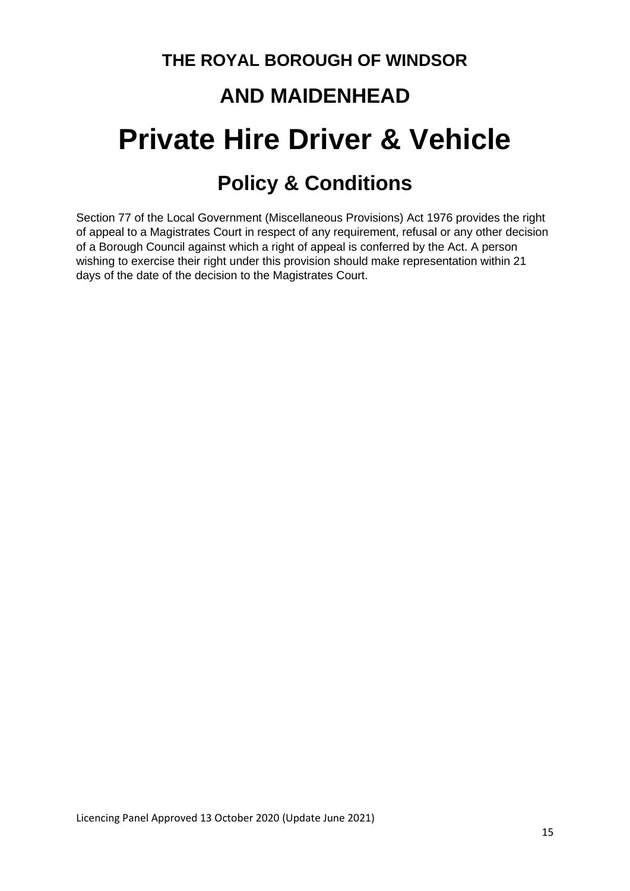## THE ROYAL BOROUGH OF WINDSOR

## AND MAIDENHEAD

# Private Hire Driver & Vehicle

## Policy & Conditions

Section 77 of the Local Government (Miscellaneous Provisions) Act 1976 provides the right of appeal to a Magistrates Court in respect of any requirement, refusal or any other decision of a Borough Council against which a right of appeal is conferred by the Act. A person wishing to exercise their right under this provision should make representation within 21 days of the date of the decision to the Magistrates Court.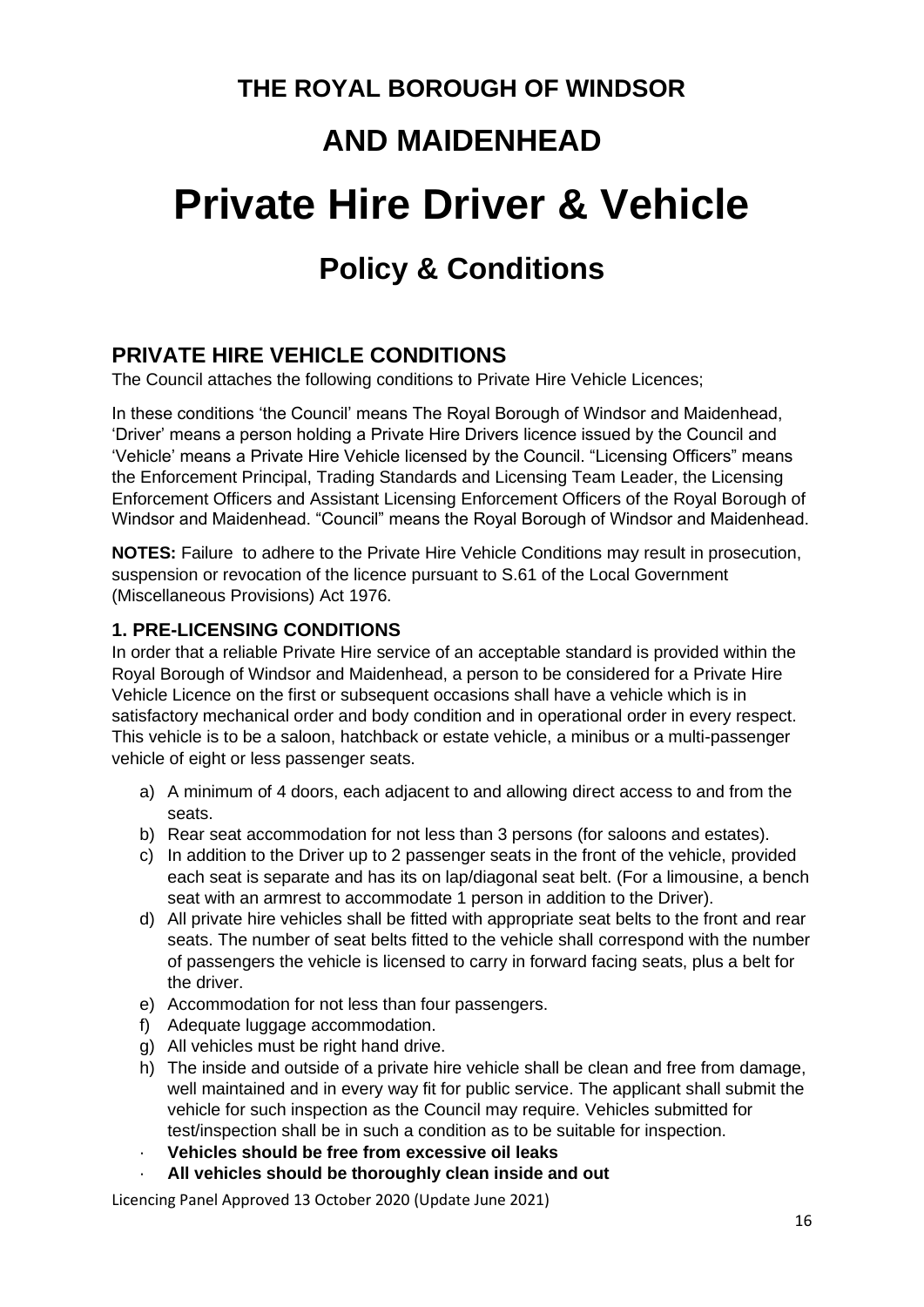# THE ROYAL BOROUGH OF WINDSOR

# AND MAIDENHEAD

# Private Hire Driver & Vehicle

# Policy & Conditions

## PRIVATE HIRE VEHICLE CONDITIONS

The Council attaches the following conditions to Private Hire Vehicle Licences;

In these conditions 'the Council' means The Royal Borough of Windsor and Maidenhead, 'Driver' means a person holding a Private Hire Drivers licence issued by the Council and 'Vehicle' means a Private Hire Vehicle licensed by the Council. "Licensing Officers" means the Enforcement Principal, Trading Standards and Licensing Team Leader, the Licensing Enforcement Officers and Assistant Licensing Enforcement Officers of the Royal Borough of Windsor and Maidenhead. "Council" means the Royal Borough of Windsor and Maidenhead.

**NOTES:** Failure to adhere to the Private Hire Vehicle Conditions may result in prosecution, suspension or revocation of the licence pursuant to S.61 of the Local Government (Miscellaneous Provisions) Act 1976.

### 1. PRE-LICENSING CONDITIONS

In order that a reliable Private Hire service of an acceptable standard is provided within the Royal Borough of Windsor and Maidenhead, a person to be considered for a Private Hire Vehicle Licence on the first or subsequent occasions shall have a vehicle which is in satisfactory mechanical order and body condition and in operational order in every respect. This vehicle is to be a saloon, hatchback or estate vehicle, a minibus or a multi-passenger vehicle of eight or less passenger seats.

a) A minimum of 4 doors, each adjacent to and allowing direct access to and from the seats.
b) Rear seat accommodation for not less than 3 persons (for saloons and estates).
c) In addition to the Driver up to 2 passenger seats in the front of the vehicle, provided each seat is separate and has its on lap/diagonal seat belt. (For a limousine, a bench seat with an armrest to accommodate 1 person in addition to the Driver).
d) All private hire vehicles shall be fitted with appropriate seat belts to the front and rear seats. The number of seat belts fitted to the vehicle shall correspond with the number of passengers the vehicle is licensed to carry in forward facing seats, plus a belt for the driver.
e) Accommodation for not less than four passengers.
f) Adequate luggage accommodation.
g) All vehicles must be right hand drive.
h) The inside and outside of a private hire vehicle shall be clean and free from damage, well maintained and in every way fit for public service. The applicant shall submit the vehicle for such inspection as the Council may require. Vehicles submitted for test/inspection shall be in such a condition as to be suitable for inspection.

- **Vehicles should be free from excessive oil leaks**
- **All vehicles should be thoroughly clean inside and out**

Licencing Panel Approved 13 October 2020 (Update June 2021)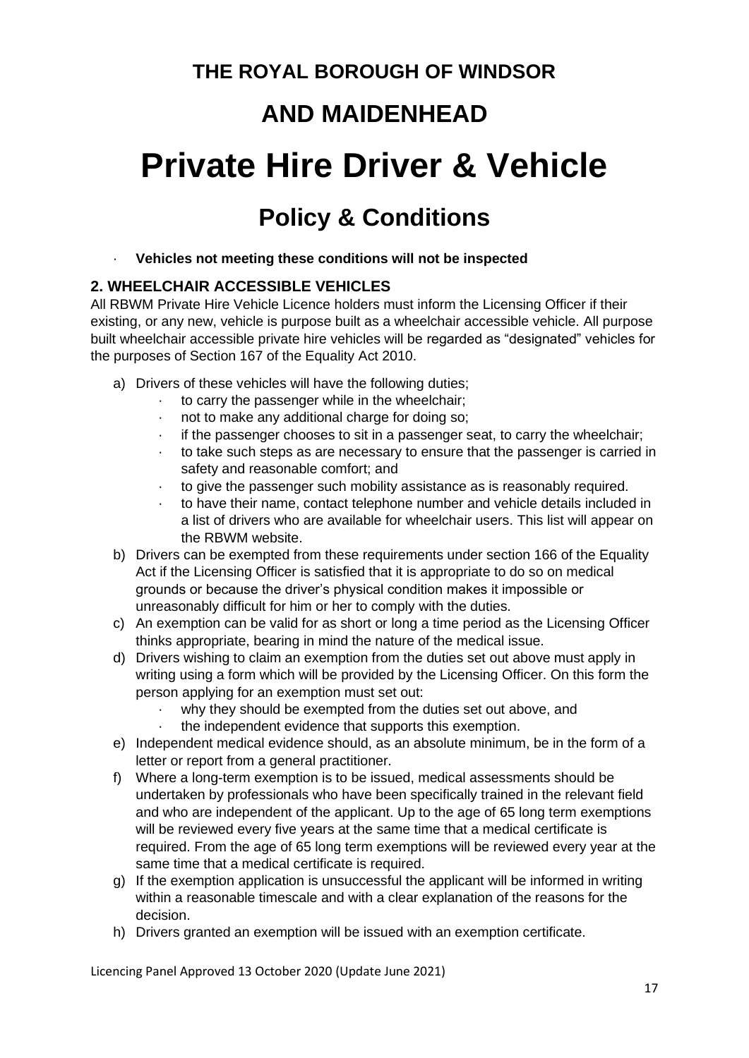# THE ROYAL BOROUGH OF WINDSOR

# AND MAIDENHEAD

# Private Hire Driver & Vehicle

## Policy & Conditions

- **Vehicles not meeting these conditions will not be inspected**

### 2. WHEELCHAIR ACCESSIBLE VEHICLES

All RBWM Private Hire Vehicle Licence holders must inform the Licensing Officer if their existing, or any new, vehicle is purpose built as a wheelchair accessible vehicle. All purpose built wheelchair accessible private hire vehicles will be regarded as "designated" vehicles for the purposes of Section 167 of the Equality Act 2010.

a) Drivers of these vehicles will have the following duties;
   - to carry the passenger while in the wheelchair;
   - not to make any additional charge for doing so;
   - if the passenger chooses to sit in a passenger seat, to carry the wheelchair;
   - to take such steps as are necessary to ensure that the passenger is carried in safety and reasonable comfort; and
   - to give the passenger such mobility assistance as is reasonably required.
   - to have their name, contact telephone number and vehicle details included in a list of drivers who are available for wheelchair users. This list will appear on the RBWM website.

b) Drivers can be exempted from these requirements under section 166 of the Equality Act if the Licensing Officer is satisfied that it is appropriate to do so on medical grounds or because the driver's physical condition makes it impossible or unreasonably difficult for him or her to comply with the duties.

c) An exemption can be valid for as short or long a time period as the Licensing Officer thinks appropriate, bearing in mind the nature of the medical issue.

d) Drivers wishing to claim an exemption from the duties set out above must apply in writing using a form which will be provided by the Licensing Officer. On this form the person applying for an exemption must set out:
   - why they should be exempted from the duties set out above, and
   - the independent evidence that supports this exemption.

e) Independent medical evidence should, as an absolute minimum, be in the form of a letter or report from a general practitioner.

f) Where a long-term exemption is to be issued, medical assessments should be undertaken by professionals who have been specifically trained in the relevant field and who are independent of the applicant. Up to the age of 65 long term exemptions will be reviewed every five years at the same time that a medical certificate is required. From the age of 65 long term exemptions will be reviewed every year at the same time that a medical certificate is required.

g) If the exemption application is unsuccessful the applicant will be informed in writing within a reasonable timescale and with a clear explanation of the reasons for the decision.

h) Drivers granted an exemption will be issued with an exemption certificate.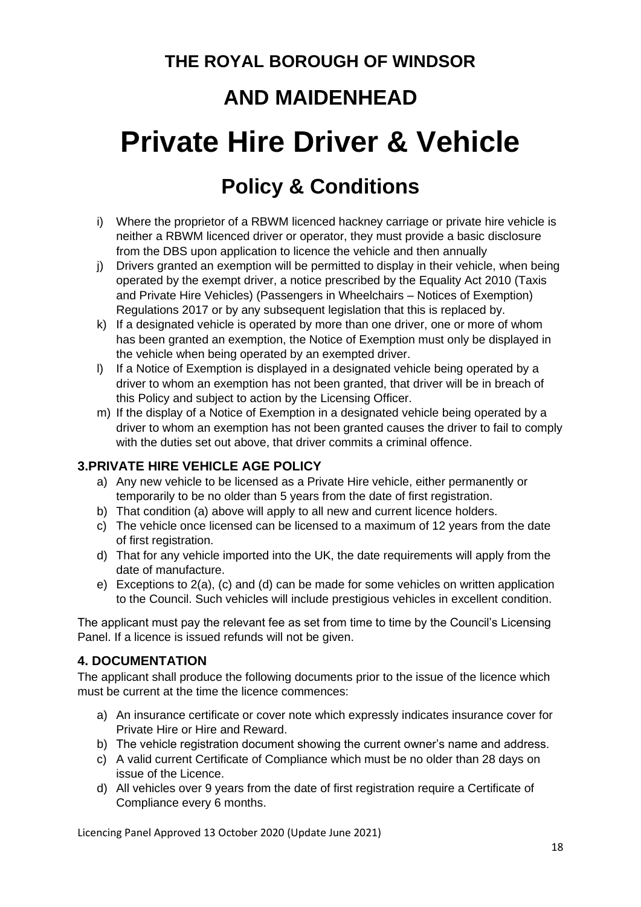# THE ROYAL BOROUGH OF WINDSOR

# AND MAIDENHEAD

# Private Hire Driver & Vehicle

## Policy & Conditions

i) Where the proprietor of a RBWM licenced hackney carriage or private hire vehicle is neither a RBWM licenced driver or operator, they must provide a basic disclosure from the DBS upon application to licence the vehicle and then annually
j) Drivers granted an exemption will be permitted to display in their vehicle, when being operated by the exempt driver, a notice prescribed by the Equality Act 2010 (Taxis and Private Hire Vehicles) (Passengers in Wheelchairs – Notices of Exemption) Regulations 2017 or by any subsequent legislation that this is replaced by.
k) If a designated vehicle is operated by more than one driver, one or more of whom has been granted an exemption, the Notice of Exemption must only be displayed in the vehicle when being operated by an exempted driver.
l) If a Notice of Exemption is displayed in a designated vehicle being operated by a driver to whom an exemption has not been granted, that driver will be in breach of this Policy and subject to action by the Licensing Officer.
m) If the display of a Notice of Exemption in a designated vehicle being operated by a driver to whom an exemption has not been granted causes the driver to fail to comply with the duties set out above, that driver commits a criminal offence.

### 3.PRIVATE HIRE VEHICLE AGE POLICY

a) Any new vehicle to be licensed as a Private Hire vehicle, either permanently or temporarily to be no older than 5 years from the date of first registration.
b) That condition (a) above will apply to all new and current licence holders.
c) The vehicle once licensed can be licensed to a maximum of 12 years from the date of first registration.
d) That for any vehicle imported into the UK, the date requirements will apply from the date of manufacture.
e) Exceptions to 2(a), (c) and (d) can be made for some vehicles on written application to the Council. Such vehicles will include prestigious vehicles in excellent condition.

The applicant must pay the relevant fee as set from time to time by the Council's Licensing Panel. If a licence is issued refunds will not be given.

### 4. DOCUMENTATION

The applicant shall produce the following documents prior to the issue of the licence which must be current at the time the licence commences:

a) An insurance certificate or cover note which expressly indicates insurance cover for Private Hire or Hire and Reward.
b) The vehicle registration document showing the current owner's name and address.
c) A valid current Certificate of Compliance which must be no older than 28 days on issue of the Licence.
d) All vehicles over 9 years from the date of first registration require a Certificate of Compliance every 6 months.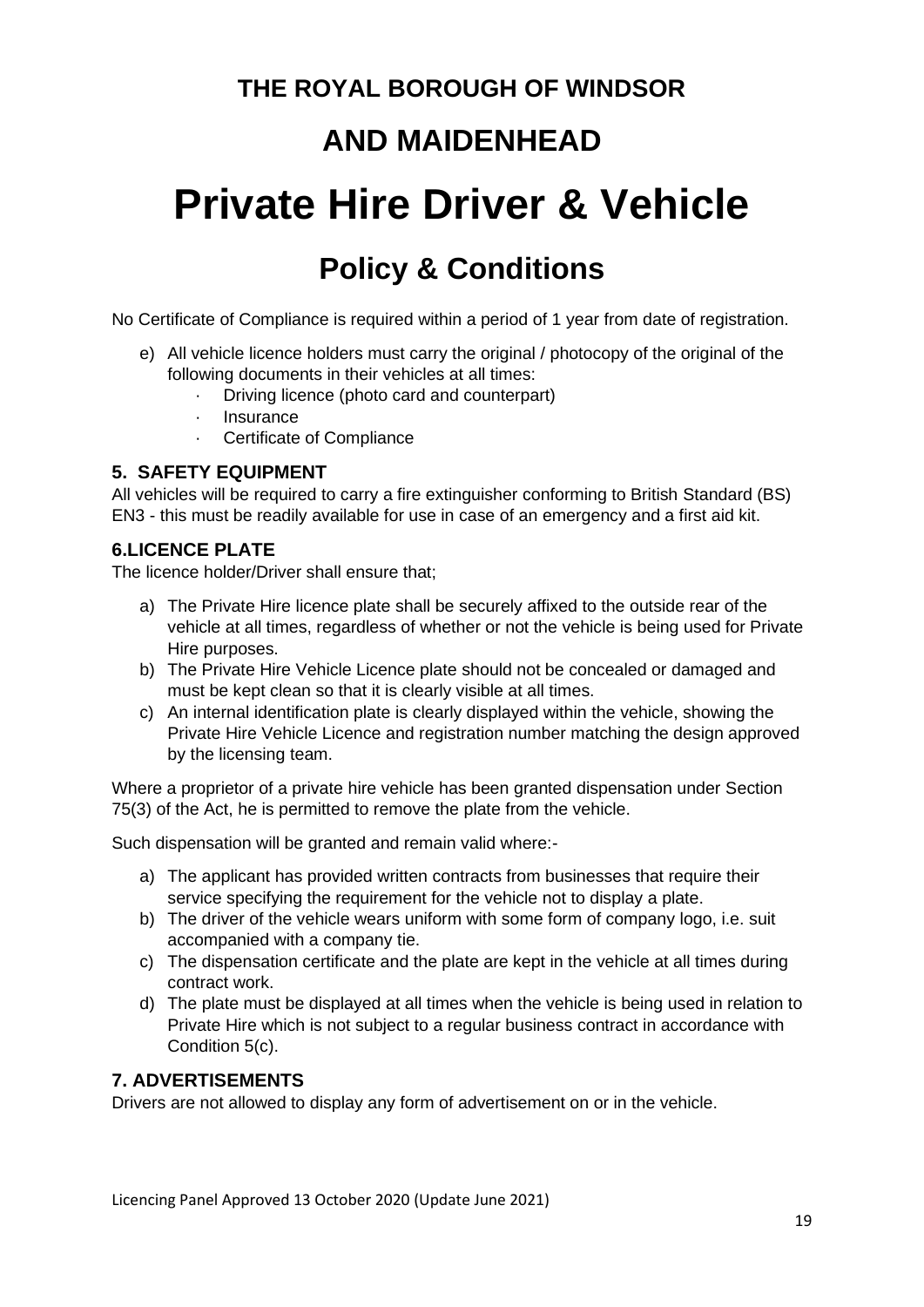No Certificate of Compliance is required within a period of 1 year from date of registration.

e) All vehicle licence holders must carry the original / photocopy of the original of the following documents in their vehicles at all times:
   - Driving licence (photo card and counterpart)
   - Insurance
   - Certificate of Compliance

### 5. SAFETY EQUIPMENT

All vehicles will be required to carry a fire extinguisher conforming to British Standard (BS) EN3 - this must be readily available for use in case of an emergency and a first aid kit.

### 6.LICENCE PLATE

The licence holder/Driver shall ensure that;

a) The Private Hire licence plate shall be securely affixed to the outside rear of the vehicle at all times, regardless of whether or not the vehicle is being used for Private Hire purposes.
b) The Private Hire Vehicle Licence plate should not be concealed or damaged and must be kept clean so that it is clearly visible at all times.
c) An internal identification plate is clearly displayed within the vehicle, showing the Private Hire Vehicle Licence and registration number matching the design approved by the licensing team.

Where a proprietor of a private hire vehicle has been granted dispensation under Section 75(3) of the Act, he is permitted to remove the plate from the vehicle.

Such dispensation will be granted and remain valid where:-

a) The applicant has provided written contracts from businesses that require their service specifying the requirement for the vehicle not to display a plate.
b) The driver of the vehicle wears uniform with some form of company logo, i.e. suit accompanied with a company tie.
c) The dispensation certificate and the plate are kept in the vehicle at all times during contract work.
d) The plate must be displayed at all times when the vehicle is being used in relation to Private Hire which is not subject to a regular business contract in accordance with Condition 5(c).

### 7. ADVERTISEMENTS

Drivers are not allowed to display any form of advertisement on or in the vehicle.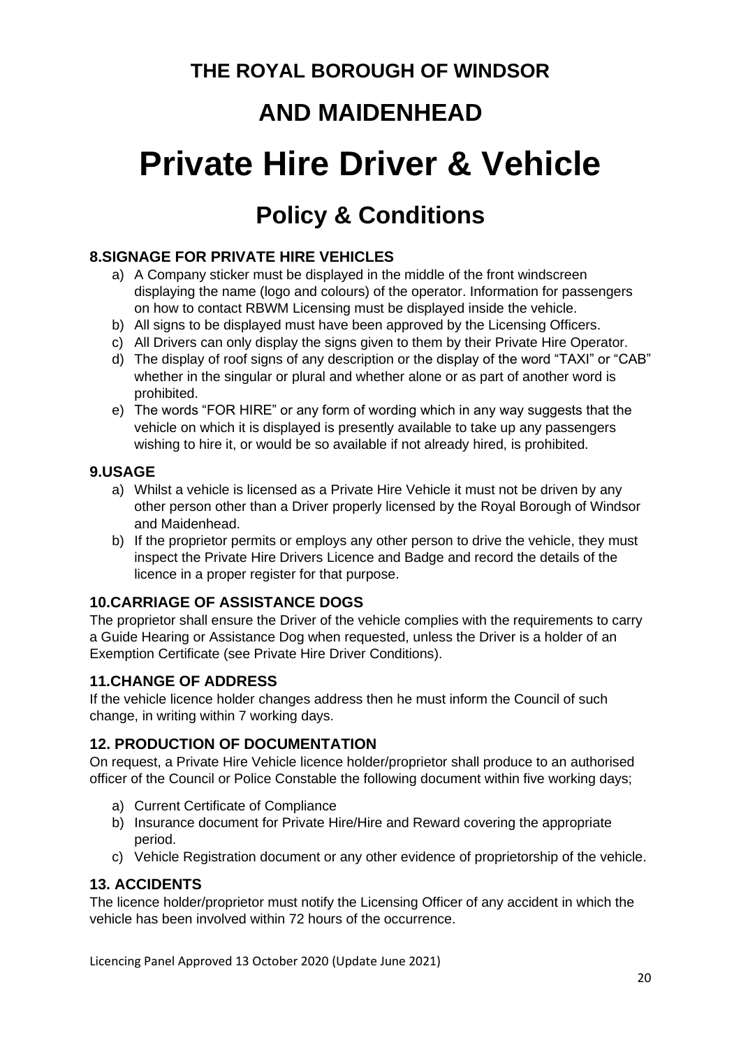# THE ROYAL BOROUGH OF WINDSOR

# AND MAIDENHEAD

# Private Hire Driver & Vehicle

## Policy & Conditions

### 8.SIGNAGE FOR PRIVATE HIRE VEHICLES

a) A Company sticker must be displayed in the middle of the front windscreen displaying the name (logo and colours) of the operator. Information for passengers on how to contact RBWM Licensing must be displayed inside the vehicle.
b) All signs to be displayed must have been approved by the Licensing Officers.
c) All Drivers can only display the signs given to them by their Private Hire Operator.
d) The display of roof signs of any description or the display of the word "TAXI" or "CAB" whether in the singular or plural and whether alone or as part of another word is prohibited.
e) The words "FOR HIRE" or any form of wording which in any way suggests that the vehicle on which it is displayed is presently available to take up any passengers wishing to hire it, or would be so available if not already hired, is prohibited.

### 9.USAGE

a) Whilst a vehicle is licensed as a Private Hire Vehicle it must not be driven by any other person other than a Driver properly licensed by the Royal Borough of Windsor and Maidenhead.
b) If the proprietor permits or employs any other person to drive the vehicle, they must inspect the Private Hire Drivers Licence and Badge and record the details of the licence in a proper register for that purpose.

### 10.CARRIAGE OF ASSISTANCE DOGS

The proprietor shall ensure the Driver of the vehicle complies with the requirements to carry a Guide Hearing or Assistance Dog when requested, unless the Driver is a holder of an Exemption Certificate (see Private Hire Driver Conditions).

### 11.CHANGE OF ADDRESS

If the vehicle licence holder changes address then he must inform the Council of such change, in writing within 7 working days.

### 12. PRODUCTION OF DOCUMENTATION

On request, a Private Hire Vehicle licence holder/proprietor shall produce to an authorised officer of the Council or Police Constable the following document within five working days;

a) Current Certificate of Compliance
b) Insurance document for Private Hire/Hire and Reward covering the appropriate period.
c) Vehicle Registration document or any other evidence of proprietorship of the vehicle.

### 13. ACCIDENTS

The licence holder/proprietor must notify the Licensing Officer of any accident in which the vehicle has been involved within 72 hours of the occurrence.

Licencing Panel Approved 13 October 2020 (Update June 2021)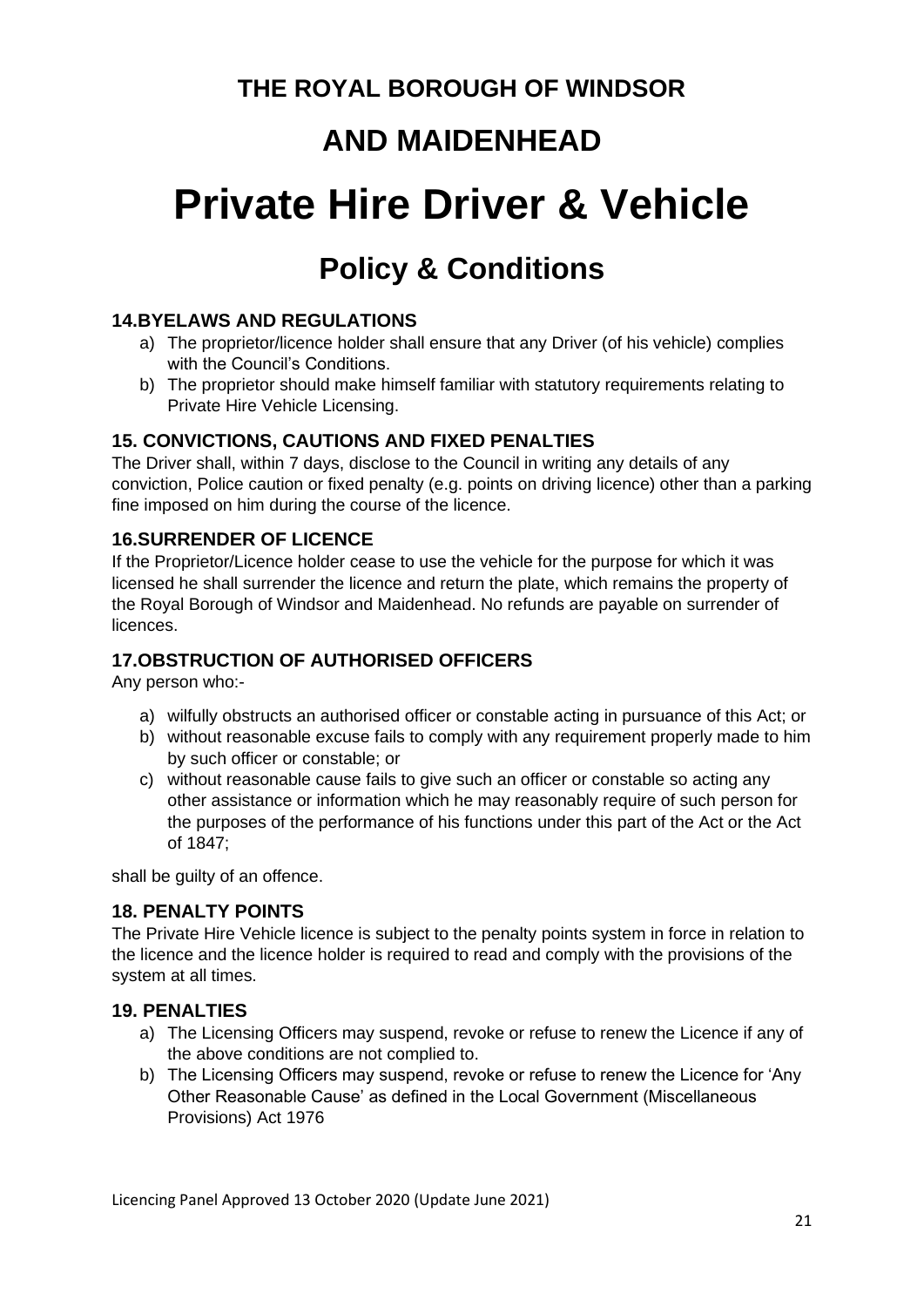# THE ROYAL BOROUGH OF WINDSOR

# AND MAIDENHEAD

# Private Hire Driver & Vehicle

## Policy & Conditions

### 14.BYELAWS AND REGULATIONS

a) The proprietor/licence holder shall ensure that any Driver (of his vehicle) complies with the Council's Conditions.
b) The proprietor should make himself familiar with statutory requirements relating to Private Hire Vehicle Licensing.

### 15. CONVICTIONS, CAUTIONS AND FIXED PENALTIES

The Driver shall, within 7 days, disclose to the Council in writing any details of any conviction, Police caution or fixed penalty (e.g. points on driving licence) other than a parking fine imposed on him during the course of the licence.

### 16.SURRENDER OF LICENCE

If the Proprietor/Licence holder cease to use the vehicle for the purpose for which it was licensed he shall surrender the licence and return the plate, which remains the property of the Royal Borough of Windsor and Maidenhead. No refunds are payable on surrender of licences.

### 17.OBSTRUCTION OF AUTHORISED OFFICERS

Any person who:-

a) wilfully obstructs an authorised officer or constable acting in pursuance of this Act; or
b) without reasonable excuse fails to comply with any requirement properly made to him by such officer or constable; or
c) without reasonable cause fails to give such an officer or constable so acting any other assistance or information which he may reasonably require of such person for the purposes of the performance of his functions under this part of the Act or the Act of 1847;

shall be guilty of an offence.

### 18. PENALTY POINTS

The Private Hire Vehicle licence is subject to the penalty points system in force in relation to the licence and the licence holder is required to read and comply with the provisions of the system at all times.

### 19. PENALTIES

a) The Licensing Officers may suspend, revoke or refuse to renew the Licence if any of the above conditions are not complied to.
b) The Licensing Officers may suspend, revoke or refuse to renew the Licence for 'Any Other Reasonable Cause' as defined in the Local Government (Miscellaneous Provisions) Act 1976

Licencing Panel Approved 13 October 2020 (Update June 2021)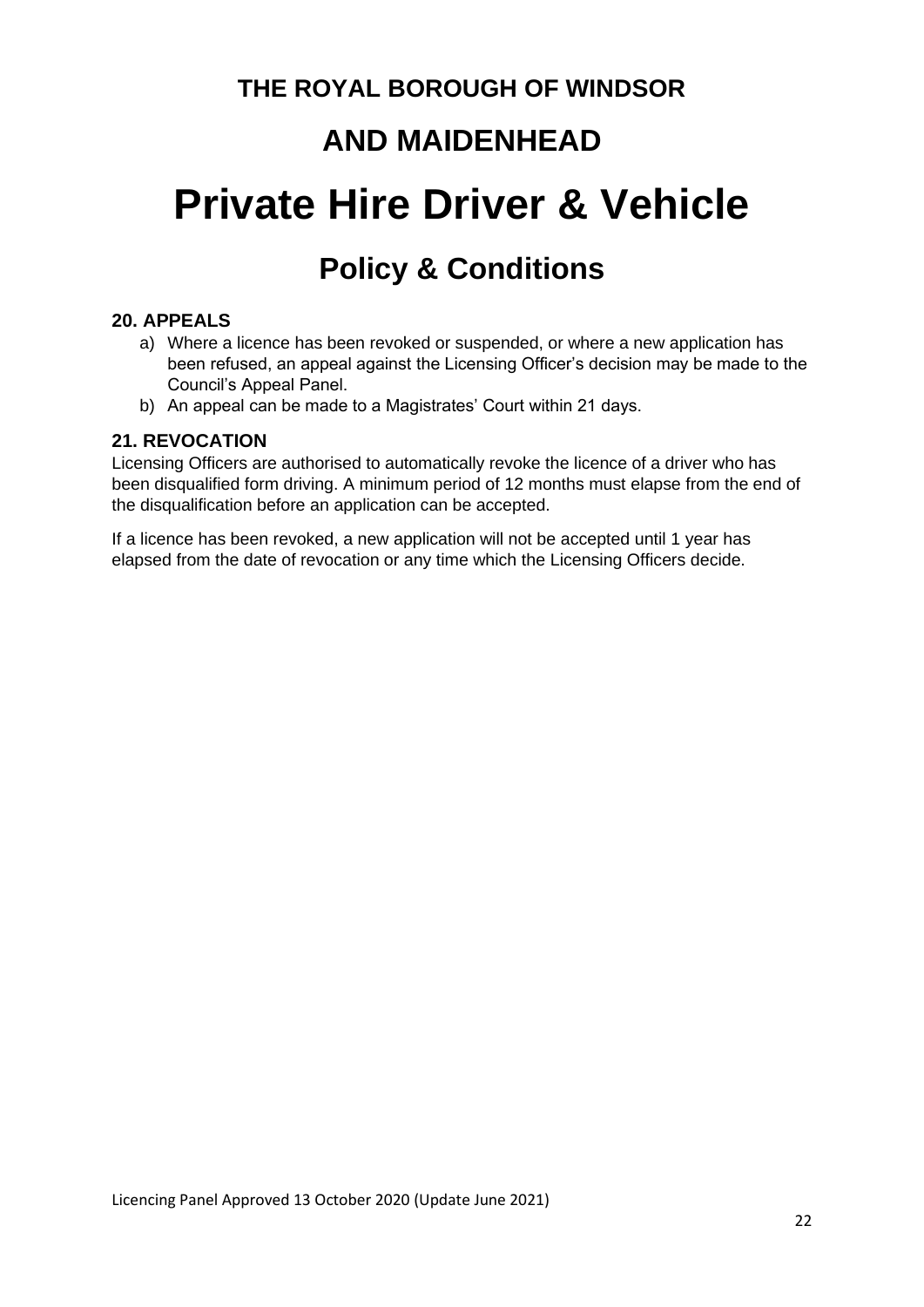## 20. APPEALS

a) Where a licence has been revoked or suspended, or where a new application has been refused, an appeal against the Licensing Officer's decision may be made to the Council's Appeal Panel.

b) An appeal can be made to a Magistrates' Court within 21 days.

## 21. REVOCATION

Licensing Officers are authorised to automatically revoke the licence of a driver who has been disqualified form driving. A minimum period of 12 months must elapse from the end of the disqualification before an application can be accepted.

If a licence has been revoked, a new application will not be accepted until 1 year has elapsed from the date of revocation or any time which the Licensing Officers decide.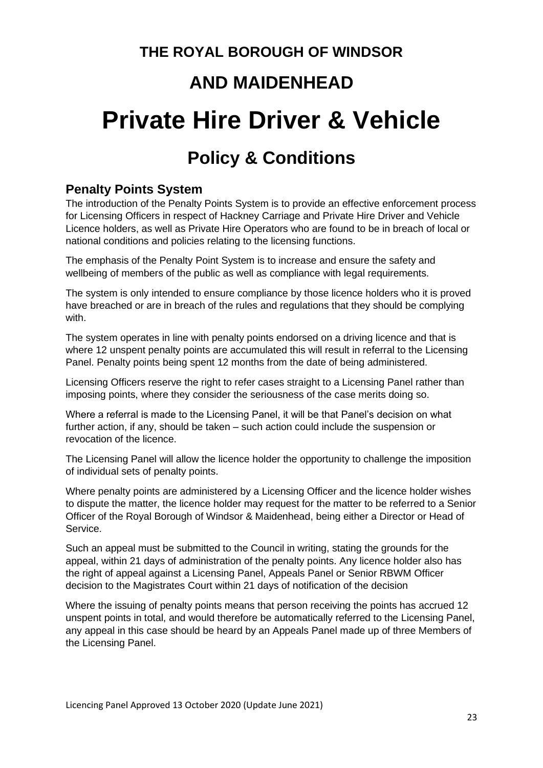# THE ROYAL BOROUGH OF WINDSOR

# AND MAIDENHEAD

# Private Hire Driver & Vehicle

## Policy & Conditions

### Penalty Points System

The introduction of the Penalty Points System is to provide an effective enforcement process for Licensing Officers in respect of Hackney Carriage and Private Hire Driver and Vehicle Licence holders, as well as Private Hire Operators who are found to be in breach of local or national conditions and policies relating to the licensing functions.

The emphasis of the Penalty Point System is to increase and ensure the safety and wellbeing of members of the public as well as compliance with legal requirements.

The system is only intended to ensure compliance by those licence holders who it is proved have breached or are in breach of the rules and regulations that they should be complying with.

The system operates in line with penalty points endorsed on a driving licence and that is where 12 unspent penalty points are accumulated this will result in referral to the Licensing Panel. Penalty points being spent 12 months from the date of being administered.

Licensing Officers reserve the right to refer cases straight to a Licensing Panel rather than imposing points, where they consider the seriousness of the case merits doing so.

Where a referral is made to the Licensing Panel, it will be that Panel's decision on what further action, if any, should be taken – such action could include the suspension or revocation of the licence.

The Licensing Panel will allow the licence holder the opportunity to challenge the imposition of individual sets of penalty points.

Where penalty points are administered by a Licensing Officer and the licence holder wishes to dispute the matter, the licence holder may request for the matter to be referred to a Senior Officer of the Royal Borough of Windsor & Maidenhead, being either a Director or Head of Service.

Such an appeal must be submitted to the Council in writing, stating the grounds for the appeal, within 21 days of administration of the penalty points. Any licence holder also has the right of appeal against a Licensing Panel, Appeals Panel or Senior RBWM Officer decision to the Magistrates Court within 21 days of notification of the decision

Where the issuing of penalty points means that person receiving the points has accrued 12 unspent points in total, and would therefore be automatically referred to the Licensing Panel, any appeal in this case should be heard by an Appeals Panel made up of three Members of the Licensing Panel.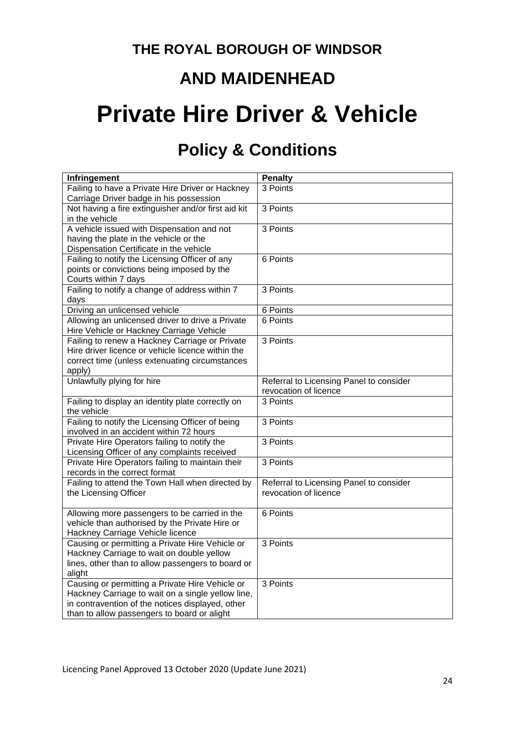# THE ROYAL BOROUGH OF WINDSOR

# AND MAIDENHEAD

# Private Hire Driver & Vehicle

## Policy & Conditions

| Infringement | Penalty |
|---|---|
| Failing to have a Private Hire Driver or Hackney Carriage Driver badge in his possession | 3 Points |
| Not having a fire extinguisher and/or first aid kit in the vehicle | 3 Points |
| A vehicle issued with Dispensation and not having the plate in the vehicle or the Dispensation Certificate in the vehicle | 3 Points |
| Failing to notify the Licensing Officer of any points or convictions being imposed by the Courts within 7 days | 6 Points |
| Failing to notify a change of address within 7 days | 3 Points |
| Driving an unlicensed vehicle | 6 Points |
| Allowing an unlicensed driver to drive a Private Hire Vehicle or Hackney Carriage Vehicle | 6 Points |
| Failing to renew a Hackney Carriage or Private Hire driver licence or vehicle licence within the correct time (unless extenuating circumstances apply) | 3 Points |
| Unlawfully plying for hire | Referral to Licensing Panel to consider revocation of licence |
| Failing to display an identity plate correctly on the vehicle | 3 Points |
| Failing to notify the Licensing Officer of being involved in an accident within 72 hours | 3 Points |
| Private Hire Operators failing to notify the Licensing Officer of any complaints received | 3 Points |
| Private Hire Operators failing to maintain their records in the correct format | 3 Points |
| Failing to attend the Town Hall when directed by the Licensing Officer | Referral to Licensing Panel to consider revocation of licence |
| Allowing more passengers to be carried in the vehicle than authorised by the Private Hire or Hackney Carriage Vehicle licence | 6 Points |
| Causing or permitting a Private Hire Vehicle or Hackney Carriage to wait on double yellow lines, other than to allow passengers to board or alight | 3 Points |
| Causing or permitting a Private Hire Vehicle or Hackney Carriage to wait on a single yellow line, in contravention of the notices displayed, other than to allow passengers to board or alight | 3 Points |

Licencing Panel Approved 13 October 2020 (Update June 2021)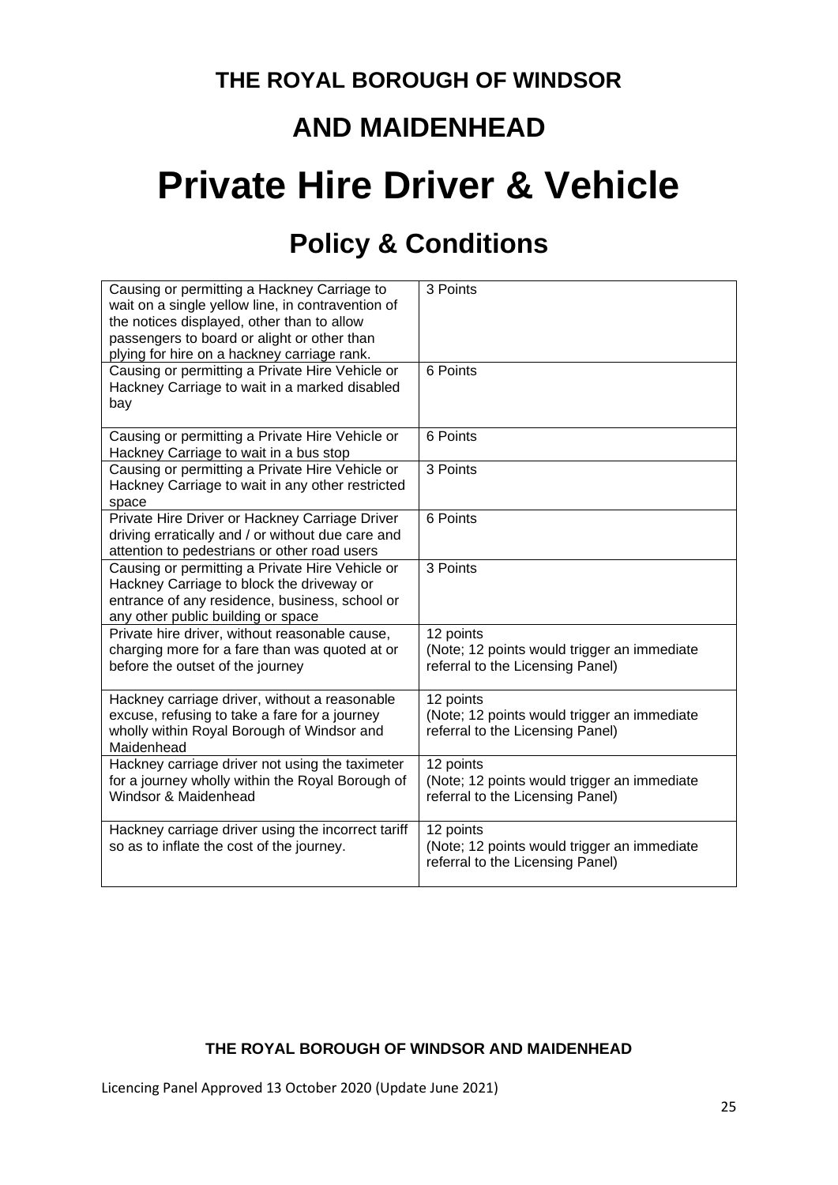| | |
|---|---|
| Causing or permitting a Hackney Carriage to wait on a single yellow line, in contravention of the notices displayed, other than to allow passengers to board or alight or other than plying for hire on a hackney carriage rank. | 3 Points |
| Causing or permitting a Private Hire Vehicle or Hackney Carriage to wait in a marked disabled bay | 6 Points |
| Causing or permitting a Private Hire Vehicle or Hackney Carriage to wait in a bus stop | 6 Points |
| Causing or permitting a Private Hire Vehicle or Hackney Carriage to wait in any other restricted space | 3 Points |
| Private Hire Driver or Hackney Carriage Driver driving erratically and / or without due care and attention to pedestrians or other road users | 6 Points |
| Causing or permitting a Private Hire Vehicle or Hackney Carriage to block the driveway or entrance of any residence, business, school or any other public building or space | 3 Points |
| Private hire driver, without reasonable cause, charging more for a fare than was quoted at or before the outset of the journey | 12 points (Note; 12 points would trigger an immediate referral to the Licensing Panel) |
| Hackney carriage driver, without a reasonable excuse, refusing to take a fare for a journey wholly within Royal Borough of Windsor and Maidenhead | 12 points (Note; 12 points would trigger an immediate referral to the Licensing Panel) |
| Hackney carriage driver not using the taximeter for a journey wholly within the Royal Borough of Windsor & Maidenhead | 12 points (Note; 12 points would trigger an immediate referral to the Licensing Panel) |
| Hackney carriage driver using the incorrect tariff so as to inflate the cost of the journey. | 12 points (Note; 12 points would trigger an immediate referral to the Licensing Panel) |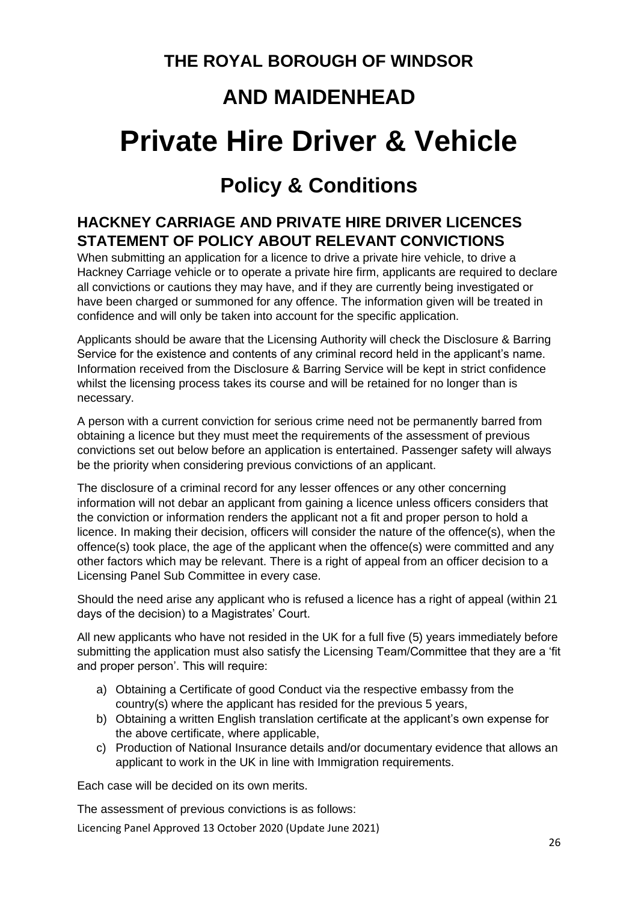# THE ROYAL BOROUGH OF WINDSOR

# AND MAIDENHEAD

# Private Hire Driver & Vehicle

## Policy & Conditions

### HACKNEY CARRIAGE AND PRIVATE HIRE DRIVER LICENCES STATEMENT OF POLICY ABOUT RELEVANT CONVICTIONS

When submitting an application for a licence to drive a private hire vehicle, to drive a Hackney Carriage vehicle or to operate a private hire firm, applicants are required to declare all convictions or cautions they may have, and if they are currently being investigated or have been charged or summoned for any offence. The information given will be treated in confidence and will only be taken into account for the specific application.

Applicants should be aware that the Licensing Authority will check the Disclosure & Barring Service for the existence and contents of any criminal record held in the applicant's name. Information received from the Disclosure & Barring Service will be kept in strict confidence whilst the licensing process takes its course and will be retained for no longer than is necessary.

A person with a current conviction for serious crime need not be permanently barred from obtaining a licence but they must meet the requirements of the assessment of previous convictions set out below before an application is entertained. Passenger safety will always be the priority when considering previous convictions of an applicant.

The disclosure of a criminal record for any lesser offences or any other concerning information will not debar an applicant from gaining a licence unless officers considers that the conviction or information renders the applicant not a fit and proper person to hold a licence. In making their decision, officers will consider the nature of the offence(s), when the offence(s) took place, the age of the applicant when the offence(s) were committed and any other factors which may be relevant. There is a right of appeal from an officer decision to a Licensing Panel Sub Committee in every case.

Should the need arise any applicant who is refused a licence has a right of appeal (within 21 days of the decision) to a Magistrates' Court.

All new applicants who have not resided in the UK for a full five (5) years immediately before submitting the application must also satisfy the Licensing Team/Committee that they are a 'fit and proper person'. This will require:

a) Obtaining a Certificate of good Conduct via the respective embassy from the country(s) where the applicant has resided for the previous 5 years,
b) Obtaining a written English translation certificate at the applicant's own expense for the above certificate, where applicable,
c) Production of National Insurance details and/or documentary evidence that allows an applicant to work in the UK in line with Immigration requirements.

Each case will be decided on its own merits.

The assessment of previous convictions is as follows: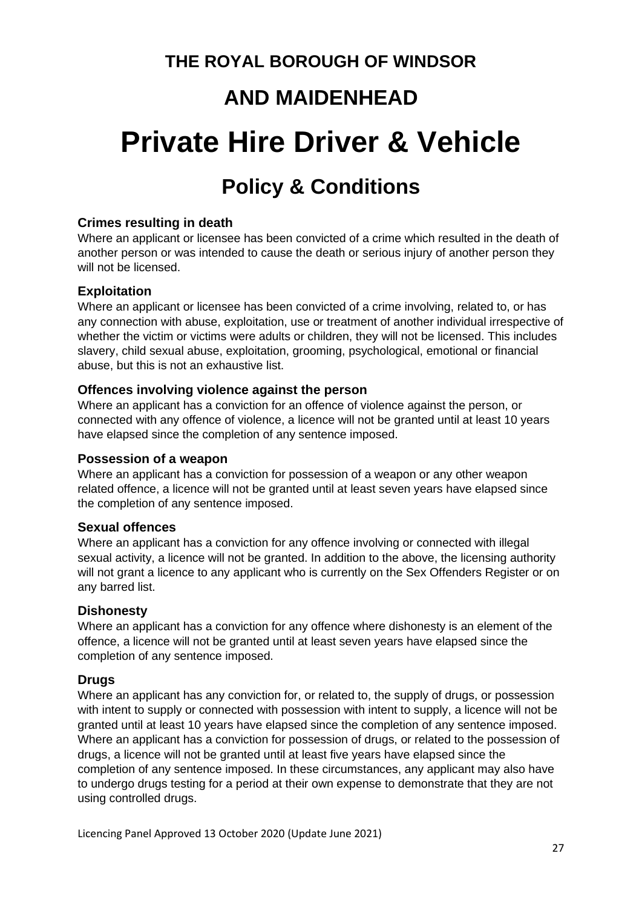# THE ROYAL BOROUGH OF WINDSOR

# AND MAIDENHEAD

# Private Hire Driver & Vehicle

## Policy & Conditions

### Crimes resulting in death

Where an applicant or licensee has been convicted of a crime which resulted in the death of another person or was intended to cause the death or serious injury of another person they will not be licensed.

### Exploitation

Where an applicant or licensee has been convicted of a crime involving, related to, or has any connection with abuse, exploitation, use or treatment of another individual irrespective of whether the victim or victims were adults or children, they will not be licensed. This includes slavery, child sexual abuse, exploitation, grooming, psychological, emotional or financial abuse, but this is not an exhaustive list.

### Offences involving violence against the person

Where an applicant has a conviction for an offence of violence against the person, or connected with any offence of violence, a licence will not be granted until at least 10 years have elapsed since the completion of any sentence imposed.

### Possession of a weapon

Where an applicant has a conviction for possession of a weapon or any other weapon related offence, a licence will not be granted until at least seven years have elapsed since the completion of any sentence imposed.

### Sexual offences

Where an applicant has a conviction for any offence involving or connected with illegal sexual activity, a licence will not be granted. In addition to the above, the licensing authority will not grant a licence to any applicant who is currently on the Sex Offenders Register or on any barred list.

### Dishonesty

Where an applicant has a conviction for any offence where dishonesty is an element of the offence, a licence will not be granted until at least seven years have elapsed since the completion of any sentence imposed.

### Drugs

Where an applicant has any conviction for, or related to, the supply of drugs, or possession with intent to supply or connected with possession with intent to supply, a licence will not be granted until at least 10 years have elapsed since the completion of any sentence imposed. Where an applicant has a conviction for possession of drugs, or related to the possession of drugs, a licence will not be granted until at least five years have elapsed since the completion of any sentence imposed. In these circumstances, any applicant may also have to undergo drugs testing for a period at their own expense to demonstrate that they are not using controlled drugs.

Licencing Panel Approved 13 October 2020 (Update June 2021)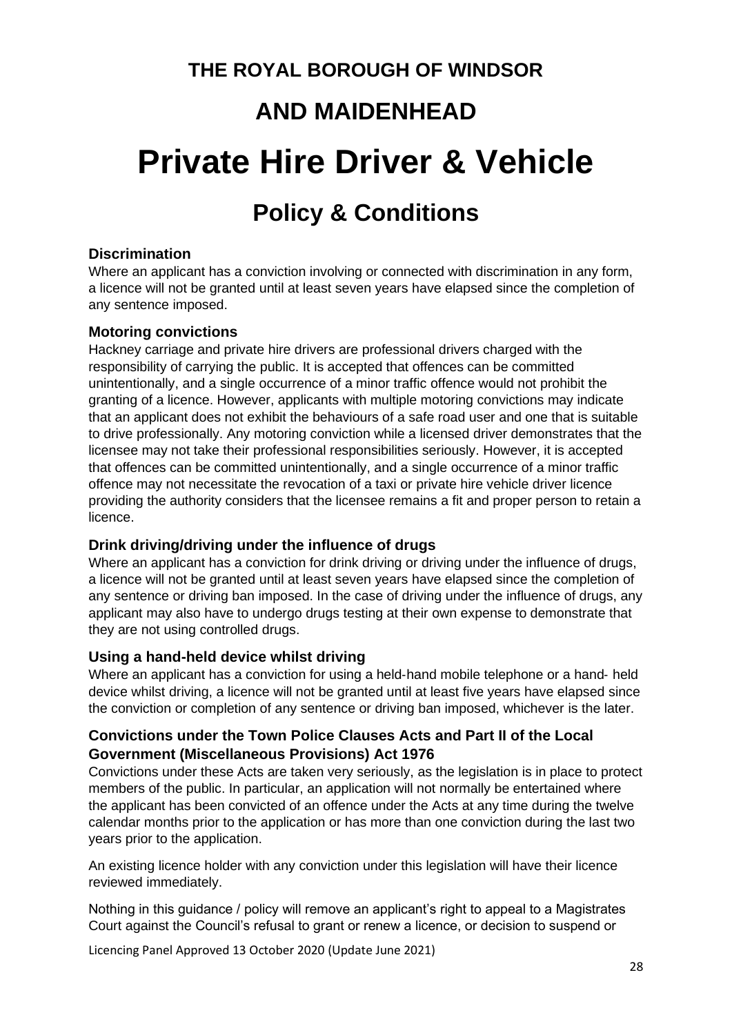# THE ROYAL BOROUGH OF WINDSOR

# AND MAIDENHEAD

# Private Hire Driver & Vehicle

## Policy & Conditions

### Discrimination

Where an applicant has a conviction involving or connected with discrimination in any form, a licence will not be granted until at least seven years have elapsed since the completion of any sentence imposed.

### Motoring convictions

Hackney carriage and private hire drivers are professional drivers charged with the responsibility of carrying the public. It is accepted that offences can be committed unintentionally, and a single occurrence of a minor traffic offence would not prohibit the granting of a licence. However, applicants with multiple motoring convictions may indicate that an applicant does not exhibit the behaviours of a safe road user and one that is suitable to drive professionally. Any motoring conviction while a licensed driver demonstrates that the licensee may not take their professional responsibilities seriously. However, it is accepted that offences can be committed unintentionally, and a single occurrence of a minor traffic offence may not necessitate the revocation of a taxi or private hire vehicle driver licence providing the authority considers that the licensee remains a fit and proper person to retain a licence.

### Drink driving/driving under the influence of drugs

Where an applicant has a conviction for drink driving or driving under the influence of drugs, a licence will not be granted until at least seven years have elapsed since the completion of any sentence or driving ban imposed. In the case of driving under the influence of drugs, any applicant may also have to undergo drugs testing at their own expense to demonstrate that they are not using controlled drugs.

### Using a hand-held device whilst driving

Where an applicant has a conviction for using a held-hand mobile telephone or a hand- held device whilst driving, a licence will not be granted until at least five years have elapsed since the conviction or completion of any sentence or driving ban imposed, whichever is the later.

### Convictions under the Town Police Clauses Acts and Part II of the Local Government (Miscellaneous Provisions) Act 1976

Convictions under these Acts are taken very seriously, as the legislation is in place to protect members of the public. In particular, an application will not normally be entertained where the applicant has been convicted of an offence under the Acts at any time during the twelve calendar months prior to the application or has more than one conviction during the last two years prior to the application.

An existing licence holder with any conviction under this legislation will have their licence reviewed immediately.

Nothing in this guidance / policy will remove an applicant's right to appeal to a Magistrates Court against the Council's refusal to grant or renew a licence, or decision to suspend or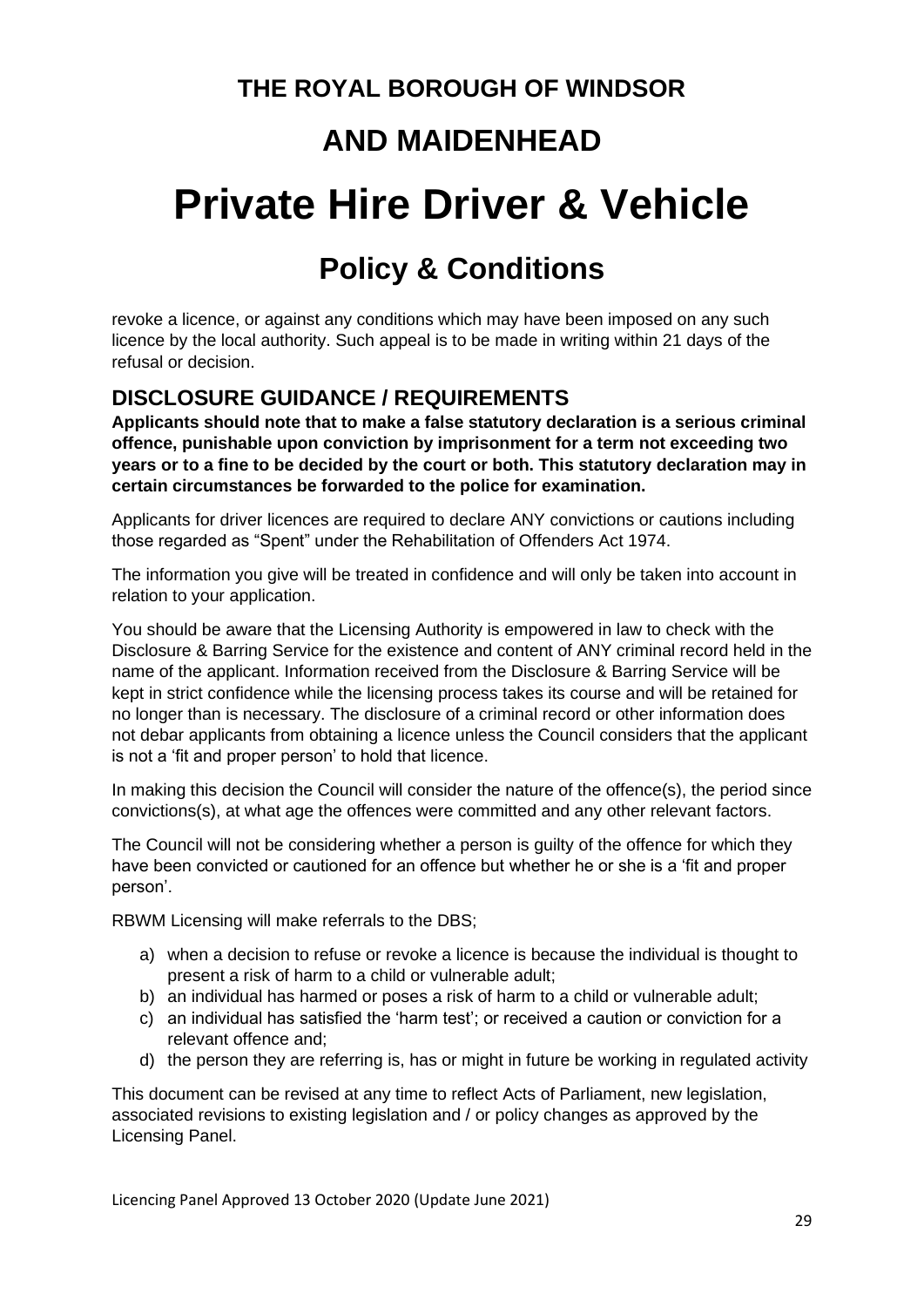revoke a licence, or against any conditions which may have been imposed on any such licence by the local authority. Such appeal is to be made in writing within 21 days of the refusal or decision.

## DISCLOSURE GUIDANCE / REQUIREMENTS

**Applicants should note that to make a false statutory declaration is a serious criminal offence, punishable upon conviction by imprisonment for a term not exceeding two years or to a fine to be decided by the court or both. This statutory declaration may in certain circumstances be forwarded to the police for examination.**

Applicants for driver licences are required to declare ANY convictions or cautions including those regarded as "Spent" under the Rehabilitation of Offenders Act 1974.

The information you give will be treated in confidence and will only be taken into account in relation to your application.

You should be aware that the Licensing Authority is empowered in law to check with the Disclosure & Barring Service for the existence and content of ANY criminal record held in the name of the applicant. Information received from the Disclosure & Barring Service will be kept in strict confidence while the licensing process takes its course and will be retained for no longer than is necessary. The disclosure of a criminal record or other information does not debar applicants from obtaining a licence unless the Council considers that the applicant is not a 'fit and proper person' to hold that licence.

In making this decision the Council will consider the nature of the offence(s), the period since convictions(s), at what age the offences were committed and any other relevant factors.

The Council will not be considering whether a person is guilty of the offence for which they have been convicted or cautioned for an offence but whether he or she is a 'fit and proper person'.

RBWM Licensing will make referrals to the DBS;

a) when a decision to refuse or revoke a licence is because the individual is thought to present a risk of harm to a child or vulnerable adult;
b) an individual has harmed or poses a risk of harm to a child or vulnerable adult;
c) an individual has satisfied the 'harm test'; or received a caution or conviction for a relevant offence and;
d) the person they are referring is, has or might in future be working in regulated activity

This document can be revised at any time to reflect Acts of Parliament, new legislation, associated revisions to existing legislation and / or policy changes as approved by the Licensing Panel.